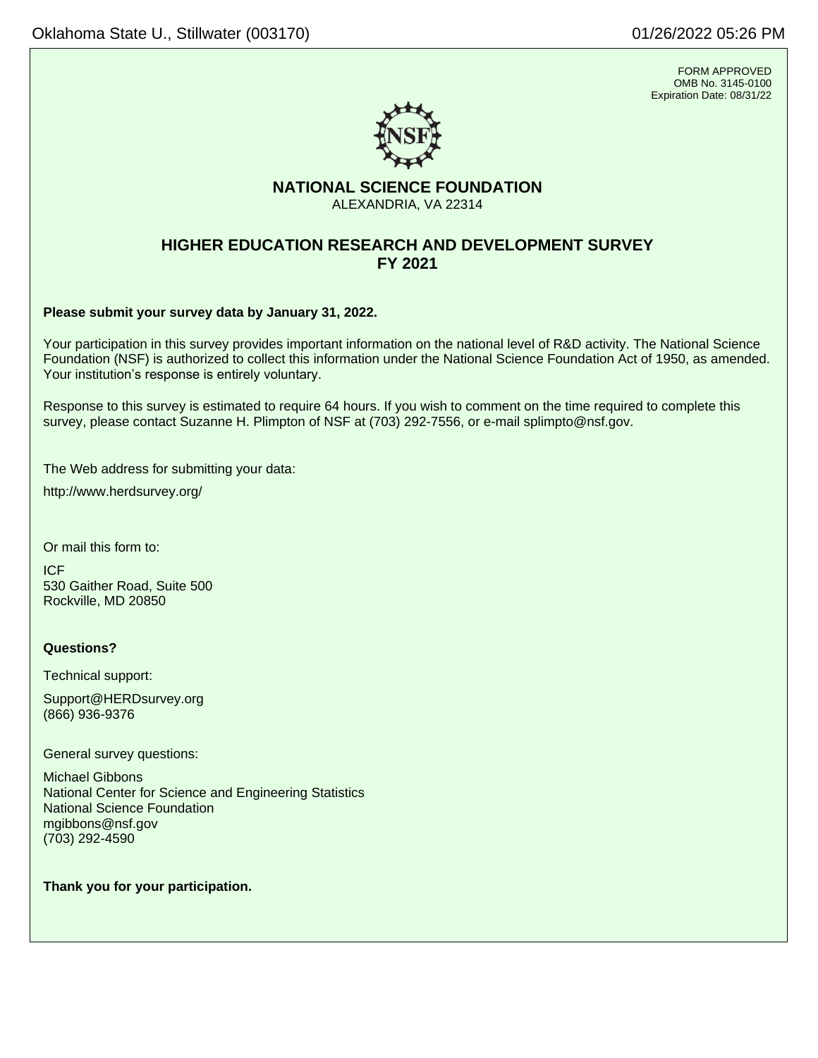FORM APPROVED
OMB No. 3145-0100
Expiration Date: 08/31/22

# NATIONAL SCIENCE FOUNDATION

ALEXANDRIA, VA 22314

## HIGHER EDUCATION RESEARCH AND DEVELOPMENT SURVEY FY 2021

**Please submit your survey data by January 31, 2022.**

Your participation in this survey provides important information on the national level of R&D activity. The National Science Foundation (NSF) is authorized to collect this information under the National Science Foundation Act of 1950, as amended. Your institution's response is entirely voluntary.

Response to this survey is estimated to require 64 hours. If you wish to comment on the time required to complete this survey, please contact Suzanne H. Plimpton of NSF at (703) 292-7556, or e-mail splimpto@nsf.gov.

The Web address for submitting your data:

http://www.herdsurvey.org/

Or mail this form to:

ICF
530 Gaither Road, Suite 500
Rockville, MD 20850

**Questions?**

Technical support:

Support@HERDsurvey.org
(866) 936-9376

General survey questions:

Michael Gibbons
National Center for Science and Engineering Statistics
National Science Foundation
mgibbons@nsf.gov
(703) 292-4590

**Thank you for your participation.**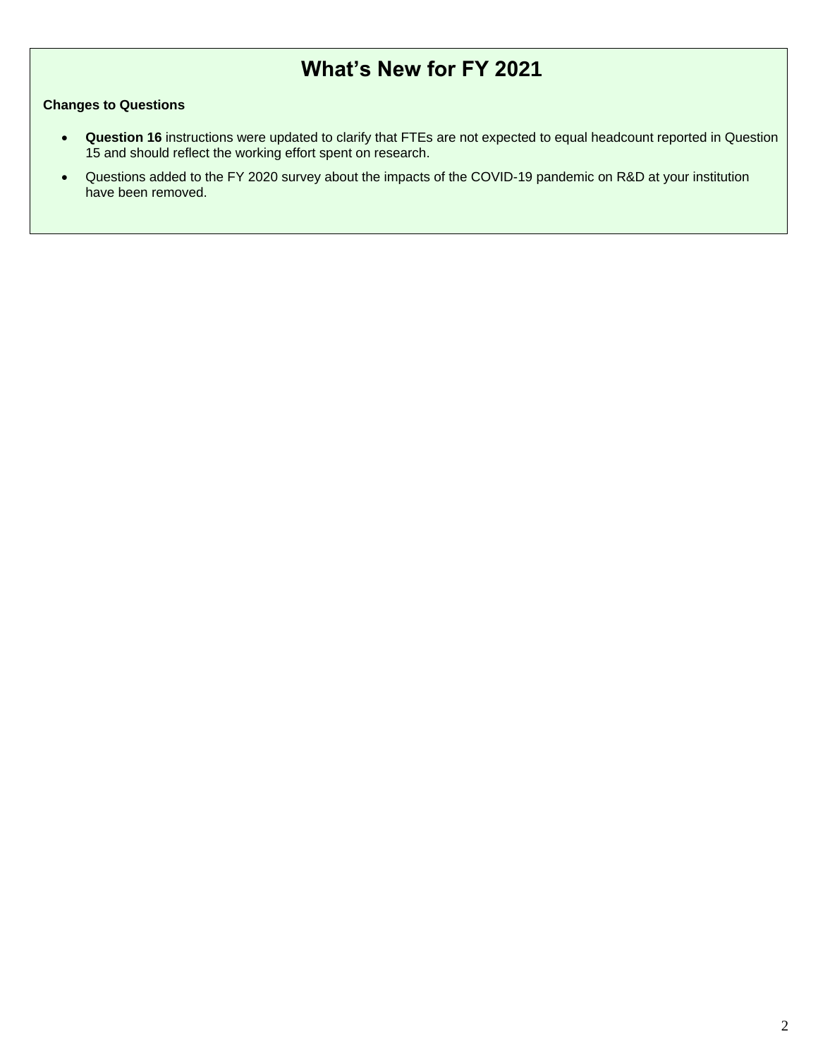# What's New for FY 2021

**Changes to Questions**

- **Question 16** instructions were updated to clarify that FTEs are not expected to equal headcount reported in Question 15 and should reflect the working effort spent on research.
- Questions added to the FY 2020 survey about the impacts of the COVID-19 pandemic on R&D at your institution have been removed.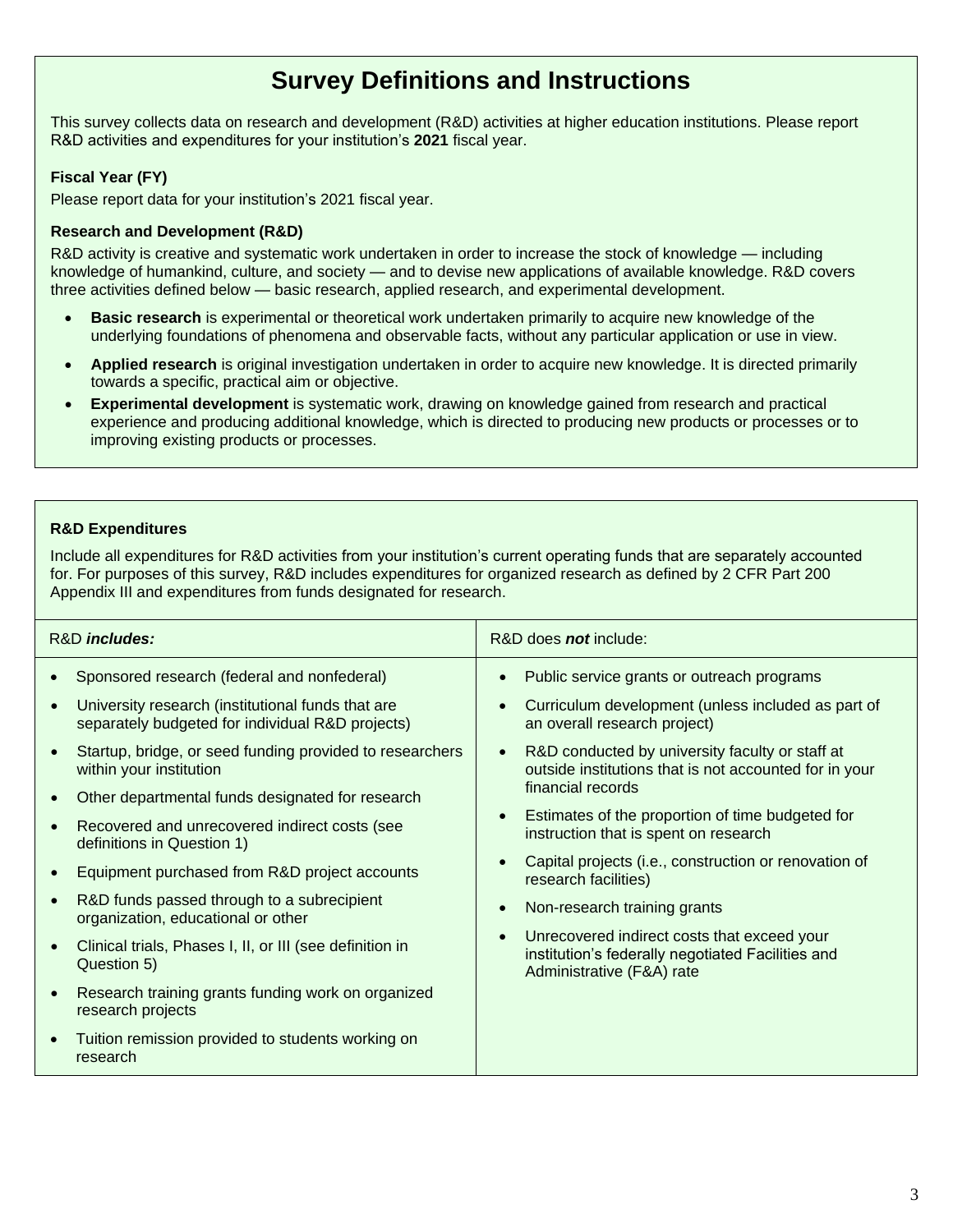# Survey Definitions and Instructions

This survey collects data on research and development (R&D) activities at higher education institutions. Please report R&D activities and expenditures for your institution's **2021** fiscal year.

**Fiscal Year (FY)**

Please report data for your institution's 2021 fiscal year.

**Research and Development (R&D)**

R&D activity is creative and systematic work undertaken in order to increase the stock of knowledge — including knowledge of humankind, culture, and society — and to devise new applications of available knowledge. R&D covers three activities defined below — basic research, applied research, and experimental development.

- **Basic research** is experimental or theoretical work undertaken primarily to acquire new knowledge of the underlying foundations of phenomena and observable facts, without any particular application or use in view.
- **Applied research** is original investigation undertaken in order to acquire new knowledge. It is directed primarily towards a specific, practical aim or objective.
- **Experimental development** is systematic work, drawing on knowledge gained from research and practical experience and producing additional knowledge, which is directed to producing new products or processes or to improving existing products or processes.

**R&D Expenditures**

Include all expenditures for R&D activities from your institution's current operating funds that are separately accounted for. For purposes of this survey, R&D includes expenditures for organized research as defined by 2 CFR Part 200 Appendix III and expenditures from funds designated for research.

| R&D ***includes:*** | R&D does ***not*** include: |
|---|---|
| • Sponsored research (federal and nonfederal)<br>• University research (institutional funds that are separately budgeted for individual R&D projects)<br>• Startup, bridge, or seed funding provided to researchers within your institution<br>• Other departmental funds designated for research<br>• Recovered and unrecovered indirect costs (see definitions in Question 1)<br>• Equipment purchased from R&D project accounts<br>• R&D funds passed through to a subrecipient organization, educational or other<br>• Clinical trials, Phases I, II, or III (see definition in Question 5)<br>• Research training grants funding work on organized research projects<br>• Tuition remission provided to students working on research | • Public service grants or outreach programs<br>• Curriculum development (unless included as part of an overall research project)<br>• R&D conducted by university faculty or staff at outside institutions that is not accounted for in your financial records<br>• Estimates of the proportion of time budgeted for instruction that is spent on research<br>• Capital projects (i.e., construction or renovation of research facilities)<br>• Non-research training grants<br>• Unrecovered indirect costs that exceed your institution's federally negotiated Facilities and Administrative (F&A) rate |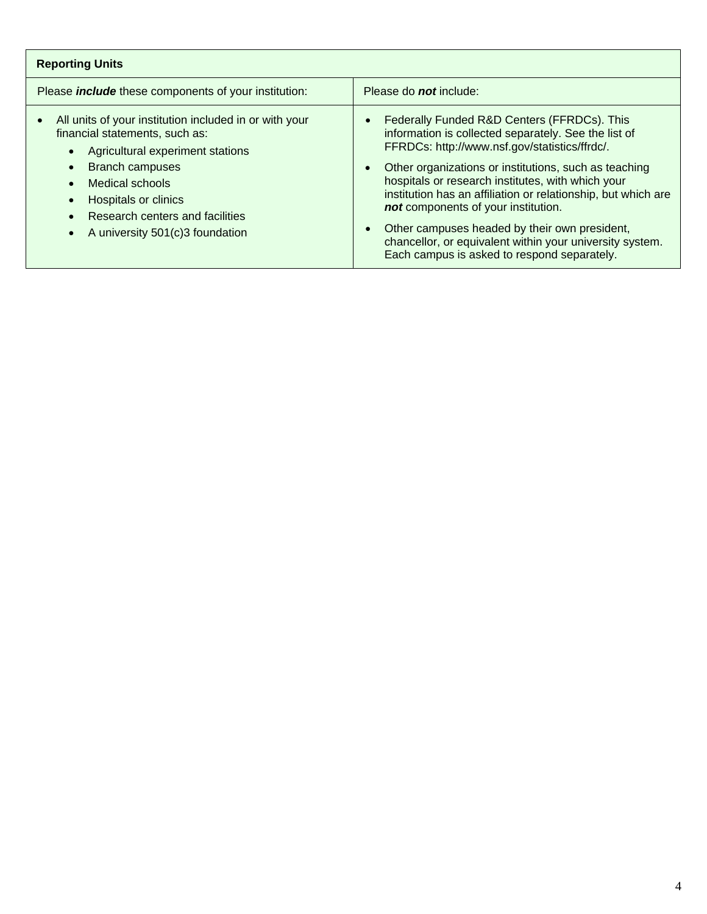| Reporting Units | |
|---|---|
| Please ***include*** these components of your institution: | Please do ***not*** include: |
| • All units of your institution included in or with your financial statements, such as:<br>  • Agricultural experiment stations<br>  • Branch campuses<br>  • Medical schools<br>  • Hospitals or clinics<br>  • Research centers and facilities<br>  • A university 501(c)3 foundation | • Federally Funded R&D Centers (FFRDCs). This information is collected separately. See the list of FFRDCs: http://www.nsf.gov/statistics/ffrdc/.<br>• Other organizations or institutions, such as teaching hospitals or research institutes, with which your institution has an affiliation or relationship, but which are ***not*** components of your institution.<br>• Other campuses headed by their own president, chancellor, or equivalent within your university system. Each campus is asked to respond separately. |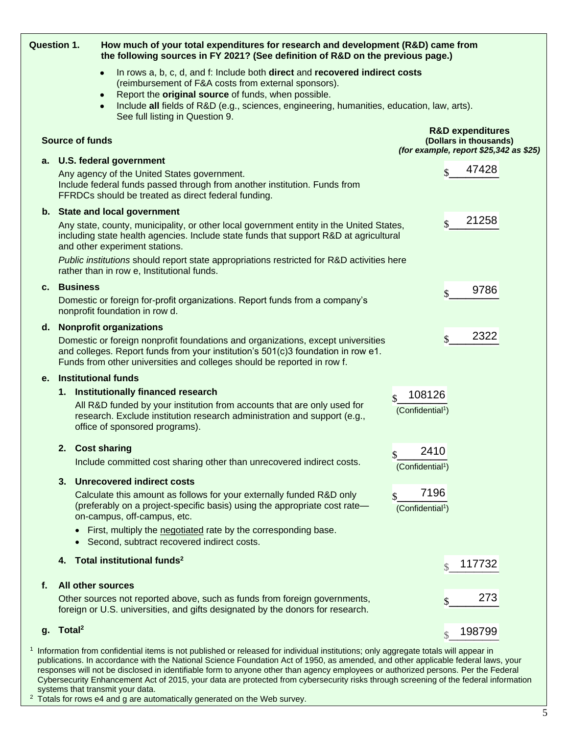**Question 1.** **How much of your total expenditures for research and development (R&D) came from the following sources in FY 2021? (See definition of R&D on the previous page.)**

- In rows a, b, c, d, and f: Include both **direct** and **recovered indirect costs** (reimbursement of F&A costs from external sponsors).
- Report the **original source** of funds, when possible.
- Include **all** fields of R&D (e.g., sciences, engineering, humanities, education, law, arts). See full listing in Question 9.

| Source of funds | | R&D expenditures (Dollars in thousands) *(for example, report $25,342 as $25)* |
|---|---|---|
| **a. U.S. federal government**<br>Any agency of the United States government. Include federal funds passed through from another institution. Funds from FFRDCs should be treated as direct federal funding. | | $ 47428 |
| **b. State and local government**<br>Any state, county, municipality, or other local government entity in the United States, including state health agencies. Include state funds that support R&D at agricultural and other experiment stations.<br>*Public institutions* should report state appropriations restricted for R&D activities here rather than in row e, Institutional funds. | | $ 21258 |
| **c. Business**<br>Domestic or foreign for-profit organizations. Report funds from a company's nonprofit foundation in row d. | | $ 9786 |
| **d. Nonprofit organizations**<br>Domestic or foreign nonprofit foundations and organizations, except universities and colleges. Report funds from your institution's 501(c)3 foundation in row e1. Funds from other universities and colleges should be reported in row f. | | $ 2322 |
| **e. Institutional funds** | | |
| **1. Institutionally financed research**<br>All R&D funded by your institution from accounts that are only used for research. Exclude institution research administration and support (e.g., office of sponsored programs). | $ 108126 (Confidential[1]) | |
| **2. Cost sharing**<br>Include committed cost sharing other than unrecovered indirect costs. | $ 2410 (Confidential[1]) | |
| **3. Unrecovered indirect costs**<br>Calculate this amount as follows for your externally funded R&D only (preferably on a project-specific basis) using the appropriate cost rate—on-campus, off-campus, etc.<br>• First, multiply the negotiated rate by the corresponding base.<br>• Second, subtract recovered indirect costs. | $ 7196 (Confidential[1]) | |
| **4. Total institutional funds[2]** | | $ 117732 |
| **f. All other sources**<br>Other sources not reported above, such as funds from foreign governments, foreign or U.S. universities, and gifts designated by the donors for research. | | $ 273 |
| **g. Total[2]** | | $ 198799 |

[1] Information from confidential items is not published or released for individual institutions; only aggregate totals will appear in publications. In accordance with the National Science Foundation Act of 1950, as amended, and other applicable federal laws, your responses will not be disclosed in identifiable form to anyone other than agency employees or authorized persons. Per the Federal Cybersecurity Enhancement Act of 2015, your data are protected from cybersecurity risks through screening of the federal information systems that transmit your data.

[2] Totals for rows e4 and g are automatically generated on the Web survey.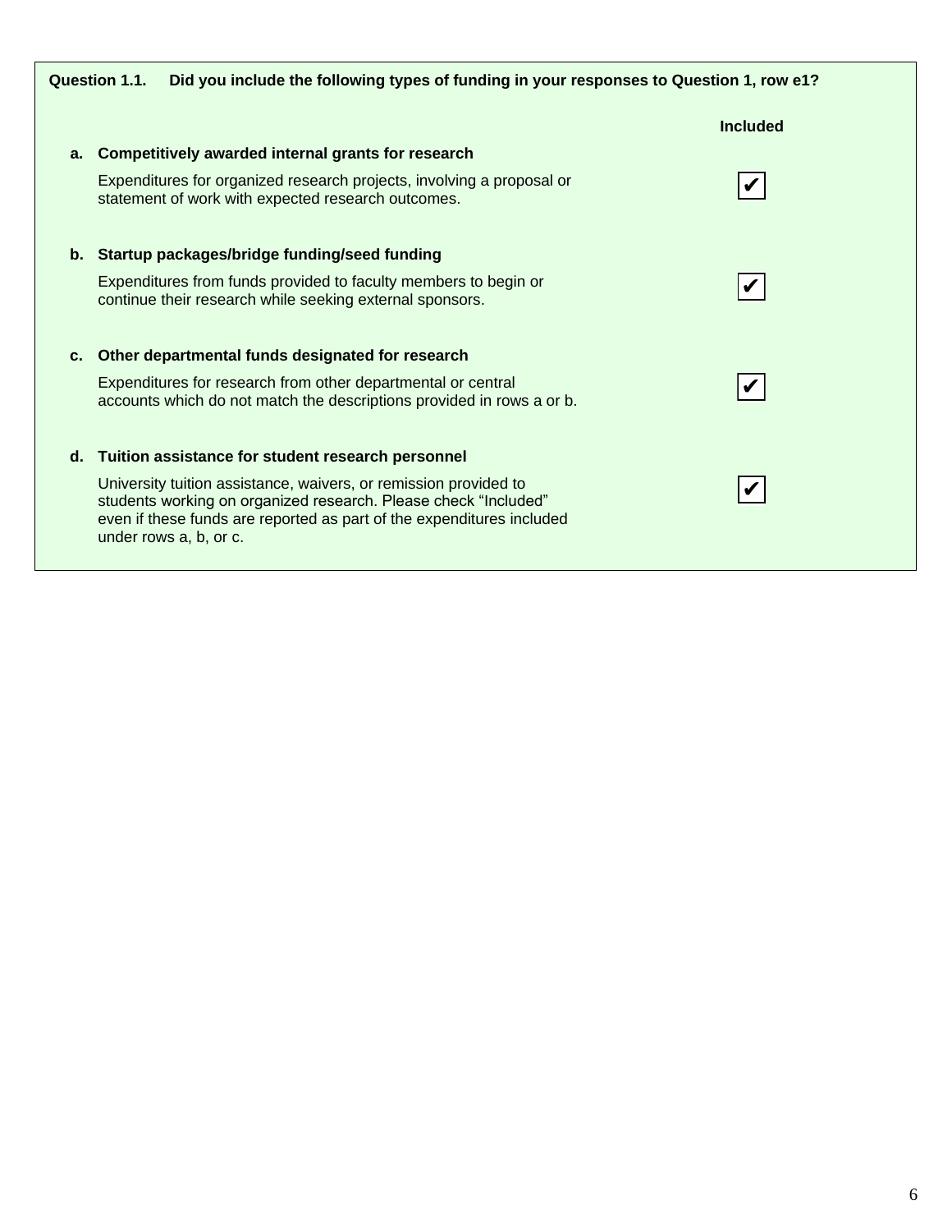**Question 1.1. Did you include the following types of funding in your responses to Question 1, row e1?**

| | | Included |
|---|---|---|
| **a.** | **Competitively awarded internal grants for research**<br>Expenditures for organized research projects, involving a proposal or statement of work with expected research outcomes. | ✔ |
| **b.** | **Startup packages/bridge funding/seed funding**<br>Expenditures from funds provided to faculty members to begin or continue their research while seeking external sponsors. | ✔ |
| **c.** | **Other departmental funds designated for research**<br>Expenditures for research from other departmental or central accounts which do not match the descriptions provided in rows a or b. | ✔ |
| **d.** | **Tuition assistance for student research personnel**<br>University tuition assistance, waivers, or remission provided to students working on organized research. Please check "Included" even if these funds are reported as part of the expenditures included under rows a, b, or c. | ✔ |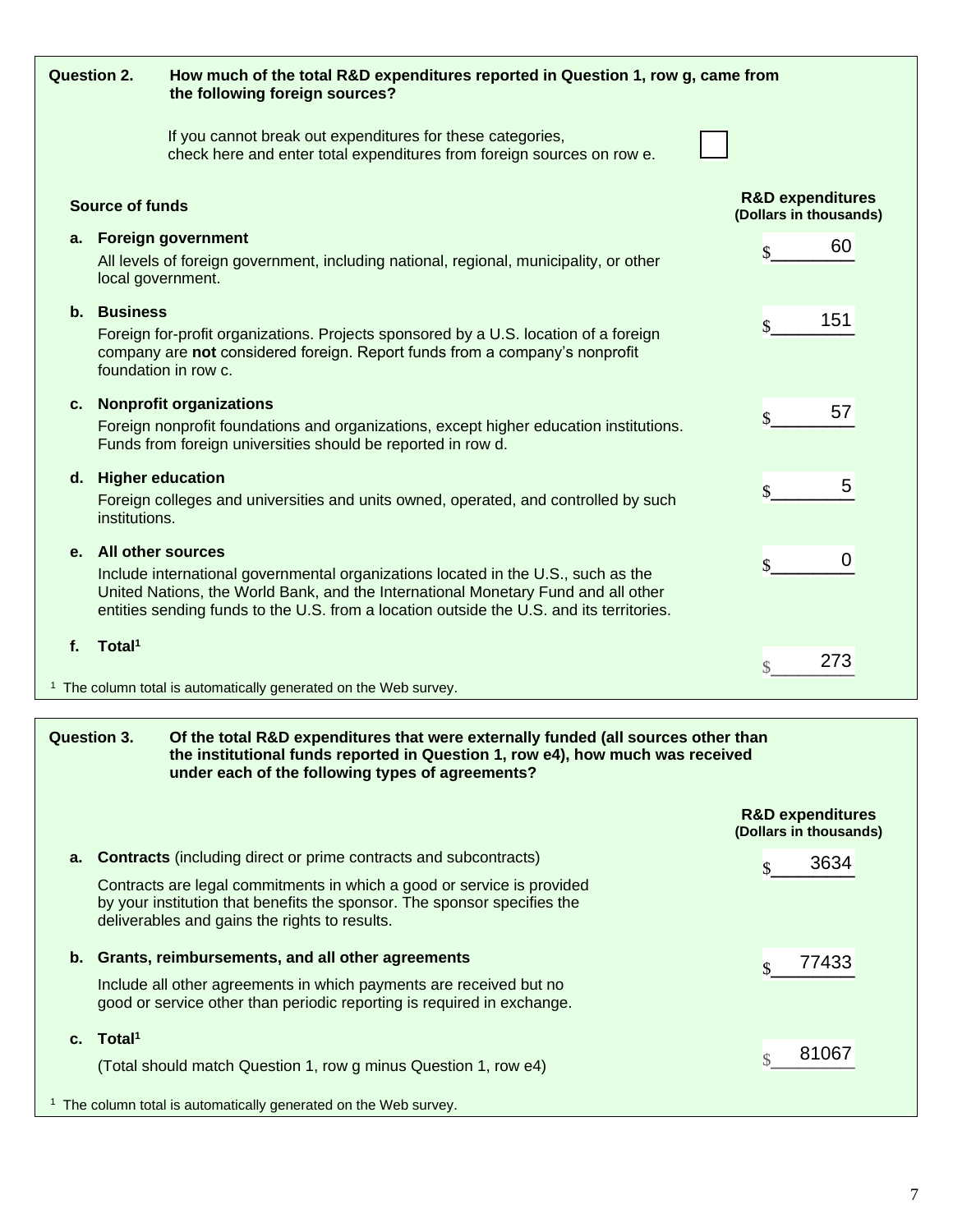## Question 2. How much of the total R&D expenditures reported in Question 1, row g, came from the following foreign sources?

If you cannot break out expenditures for these categories, check here and enter total expenditures from foreign sources on row e. ☐

| Source of funds | R&D expenditures (Dollars in thousands) |
|---|---|
| **a. Foreign government**<br>All levels of foreign government, including national, regional, municipality, or other local government. | $ 60 |
| **b. Business**<br>Foreign for-profit organizations. Projects sponsored by a U.S. location of a foreign company are **not** considered foreign. Report funds from a company's nonprofit foundation in row c. | $ 151 |
| **c. Nonprofit organizations**<br>Foreign nonprofit foundations and organizations, except higher education institutions. Funds from foreign universities should be reported in row d. | $ 57 |
| **d. Higher education**<br>Foreign colleges and universities and units owned, operated, and controlled by such institutions. | $ 5 |
| **e. All other sources**<br>Include international governmental organizations located in the U.S., such as the United Nations, the World Bank, and the International Monetary Fund and all other entities sending funds to the U.S. from a location outside the U.S. and its territories. | $ 0 |
| **f. Total**[1] | $ 273 |

[1] The column total is automatically generated on the Web survey.

## Question 3. Of the total R&D expenditures that were externally funded (all sources other than the institutional funds reported in Question 1, row e4), how much was received under each of the following types of agreements?

| | R&D expenditures (Dollars in thousands) |
|---|---|
| **a. Contracts** (including direct or prime contracts and subcontracts)<br>Contracts are legal commitments in which a good or service is provided by your institution that benefits the sponsor. The sponsor specifies the deliverables and gains the rights to results. | $ 3634 |
| **b. Grants, reimbursements, and all other agreements**<br>Include all other agreements in which payments are received but no good or service other than periodic reporting is required in exchange. | $ 77433 |
| **c. Total**[1]<br>(Total should match Question 1, row g minus Question 1, row e4) | $ 81067 |

[1] The column total is automatically generated on the Web survey.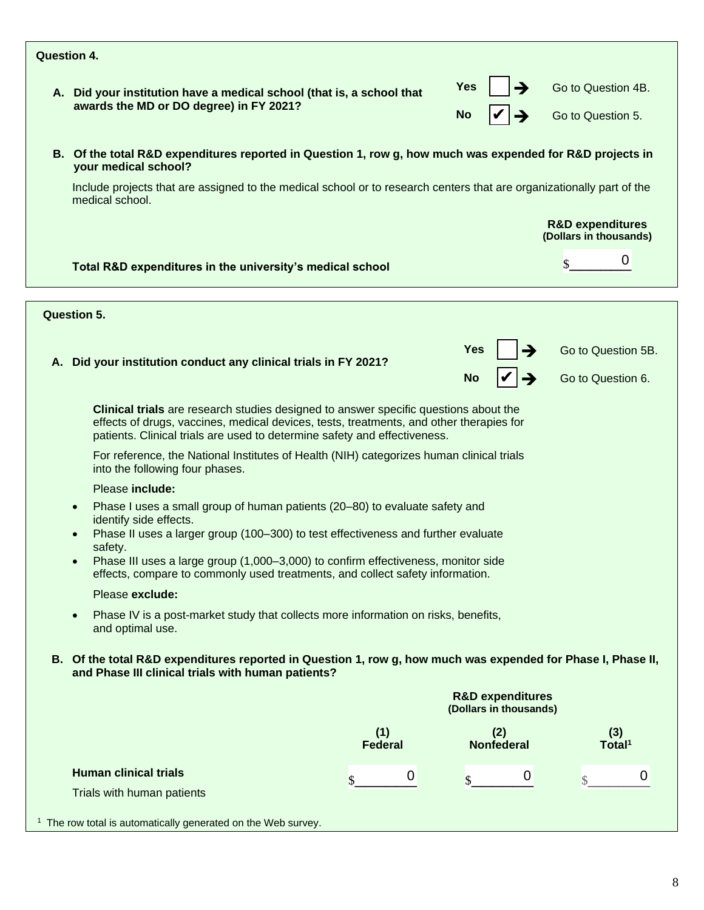**Question 4.**

**A. Did your institution have a medical school (that is, a school that awards the MD or DO degree) in FY 2021?**

- **Yes** ☐ ➔ Go to Question 4B.
- **No** ☑ ➔ Go to Question 5.

**B. Of the total R&D expenditures reported in Question 1, row g, how much was expended for R&D projects in your medical school?**

Include projects that are assigned to the medical school or to research centers that are organizationally part of the medical school.

| | **R&D expenditures (Dollars in thousands)** |
|---|---|
| **Total R&D expenditures in the university's medical school** | $ 0 |

**Question 5.**

**A. Did your institution conduct any clinical trials in FY 2021?**

- **Yes** ☐ ➔ Go to Question 5B.
- **No** ☑ ➔ Go to Question 6.

**Clinical trials** are research studies designed to answer specific questions about the effects of drugs, vaccines, medical devices, tests, treatments, and other therapies for patients. Clinical trials are used to determine safety and effectiveness.

For reference, the National Institutes of Health (NIH) categorizes human clinical trials into the following four phases.

Please **include:**

- Phase I uses a small group of human patients (20–80) to evaluate safety and identify side effects.
- Phase II uses a larger group (100–300) to test effectiveness and further evaluate safety.
- Phase III uses a large group (1,000–3,000) to confirm effectiveness, monitor side effects, compare to commonly used treatments, and collect safety information.

Please **exclude:**

- Phase IV is a post-market study that collects more information on risks, benefits, and optimal use.

**B. Of the total R&D expenditures reported in Question 1, row g, how much was expended for Phase I, Phase II, and Phase III clinical trials with human patients?**

| | **R&D expenditures (Dollars in thousands)** | | |
|---|---|---|---|
| | **(1) Federal** | **(2) Nonfederal** | **(3) Total**[1] |
| **Human clinical trials** Trials with human patients | $ 0 | $ 0 | $ 0 |

[1] The row total is automatically generated on the Web survey.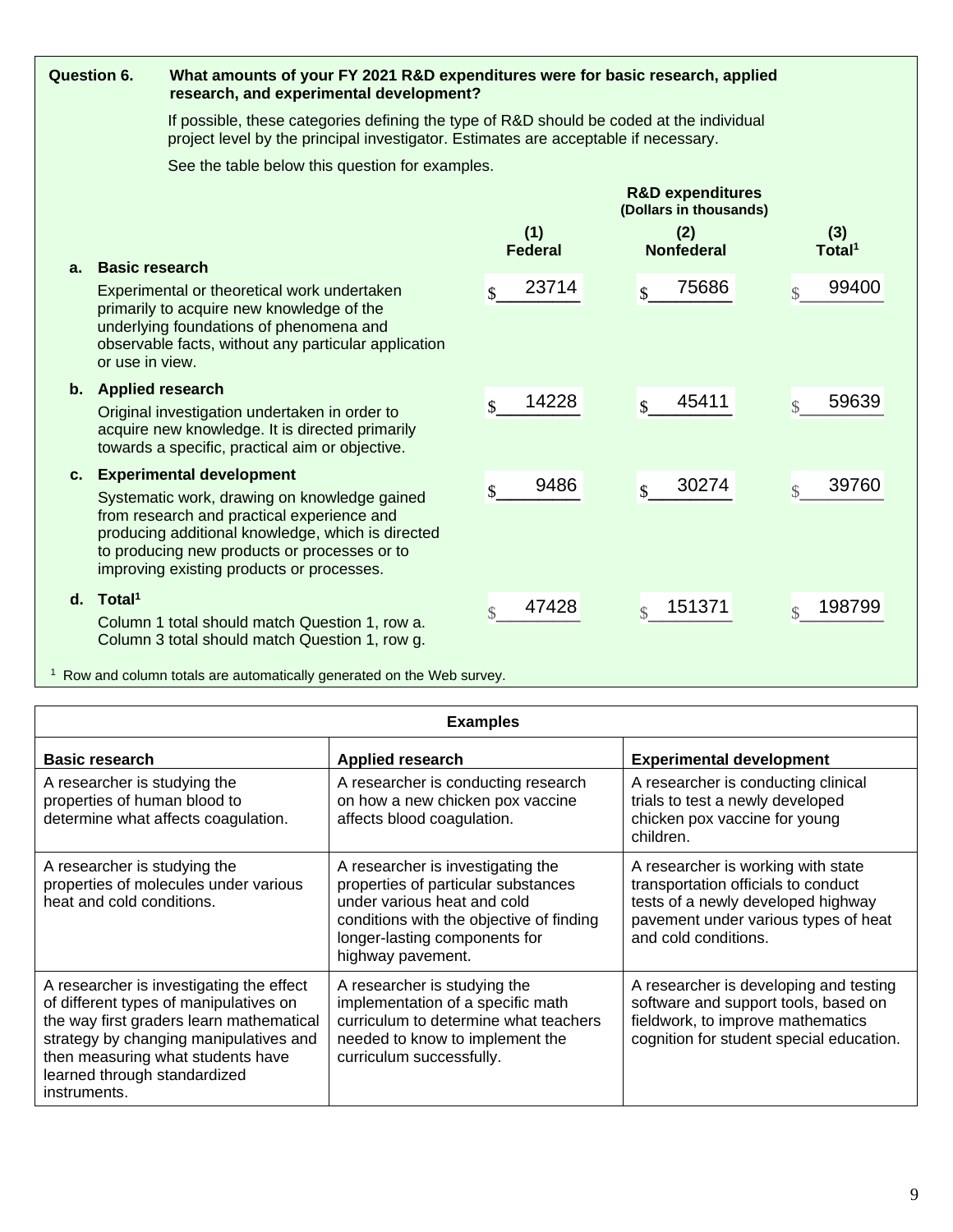**Question 6.** **What amounts of your FY 2021 R&D expenditures were for basic research, applied research, and experimental development?**

If possible, these categories defining the type of R&D should be coded at the individual project level by the principal investigator. Estimates are acceptable if necessary.

See the table below this question for examples.

| | R&D expenditures (Dollars in thousands) | | |
|---|---|---|---|
| | (1) Federal | (2) Nonfederal | (3) Total[1] |
| **a. Basic research**<br>Experimental or theoretical work undertaken primarily to acquire new knowledge of the underlying foundations of phenomena and observable facts, without any particular application or use in view. | $ 23714 | $ 75686 | $ 99400 |
| **b. Applied research**<br>Original investigation undertaken in order to acquire new knowledge. It is directed primarily towards a specific, practical aim or objective. | $ 14228 | $ 45411 | $ 59639 |
| **c. Experimental development**<br>Systematic work, drawing on knowledge gained from research and practical experience and producing additional knowledge, which is directed to producing new products or processes or to improving existing products or processes. | $ 9486 | $ 30274 | $ 39760 |
| **d. Total[1]**<br>Column 1 total should match Question 1, row a.<br>Column 3 total should match Question 1, row g. | $ 47428 | $ 151371 | $ 198799 |

[1] Row and column totals are automatically generated on the Web survey.

| Examples | | |
|---|---|---|
| **Basic research** | **Applied research** | **Experimental development** |
| A researcher is studying the properties of human blood to determine what affects coagulation. | A researcher is conducting research on how a new chicken pox vaccine affects blood coagulation. | A researcher is conducting clinical trials to test a newly developed chicken pox vaccine for young children. |
| A researcher is studying the properties of molecules under various heat and cold conditions. | A researcher is investigating the properties of particular substances under various heat and cold conditions with the objective of finding longer-lasting components for highway pavement. | A researcher is working with state transportation officials to conduct tests of a newly developed highway pavement under various types of heat and cold conditions. |
| A researcher is investigating the effect of different types of manipulatives on the way first graders learn mathematical strategy by changing manipulatives and then measuring what students have learned through standardized instruments. | A researcher is studying the implementation of a specific math curriculum to determine what teachers needed to know to implement the curriculum successfully. | A researcher is developing and testing software and support tools, based on fieldwork, to improve mathematics cognition for student special education. |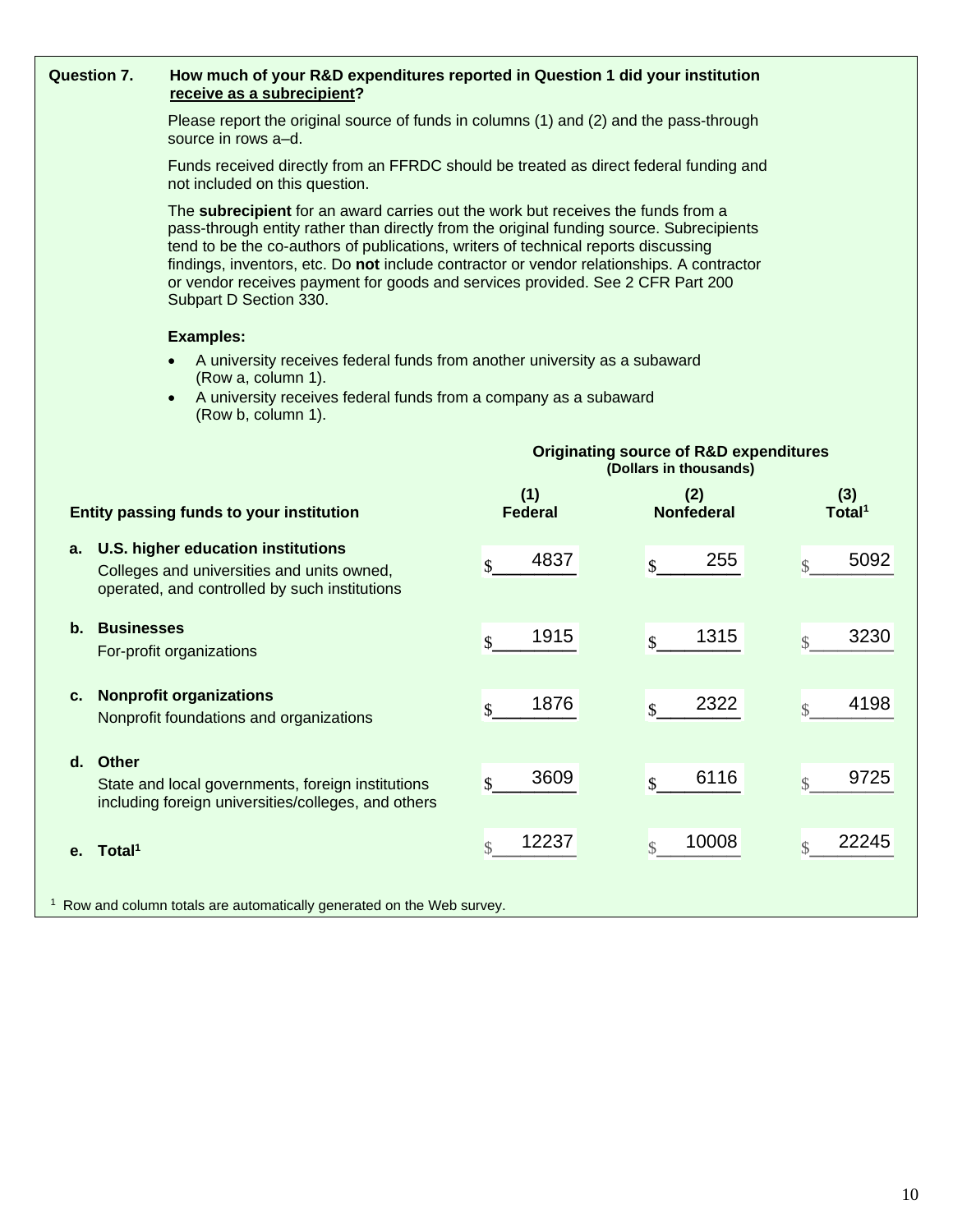**Question 7.** **How much of your R&D expenditures reported in Question 1 did your institution <u>receive as a subrecipient</u>?**

Please report the original source of funds in columns (1) and (2) and the pass-through source in rows a–d.

Funds received directly from an FFRDC should be treated as direct federal funding and not included on this question.

The **subrecipient** for an award carries out the work but receives the funds from a pass-through entity rather than directly from the original funding source. Subrecipients tend to be the co-authors of publications, writers of technical reports discussing findings, inventors, etc. Do **not** include contractor or vendor relationships. A contractor or vendor receives payment for goods and services provided. See 2 CFR Part 200 Subpart D Section 330.

**Examples:**

- A university receives federal funds from another university as a subaward (Row a, column 1).
- A university receives federal funds from a company as a subaward (Row b, column 1).

| Entity passing funds to your institution | Originating source of R&D expenditures (Dollars in thousands) (1) Federal | (2) Nonfederal | (3) Total[1] |
|---|---|---|---|
| **a. U.S. higher education institutions** Colleges and universities and units owned, operated, and controlled by such institutions | $ 4837 | $ 255 | $ 5092 |
| **b. Businesses** For-profit organizations | $ 1915 | $ 1315 | $ 3230 |
| **c. Nonprofit organizations** Nonprofit foundations and organizations | $ 1876 | $ 2322 | $ 4198 |
| **d. Other** State and local governments, foreign institutions including foreign universities/colleges, and others | $ 3609 | $ 6116 | $ 9725 |
| **e. Total[1]** | $ 12237 | $ 10008 | $ 22245 |

[1] Row and column totals are automatically generated on the Web survey.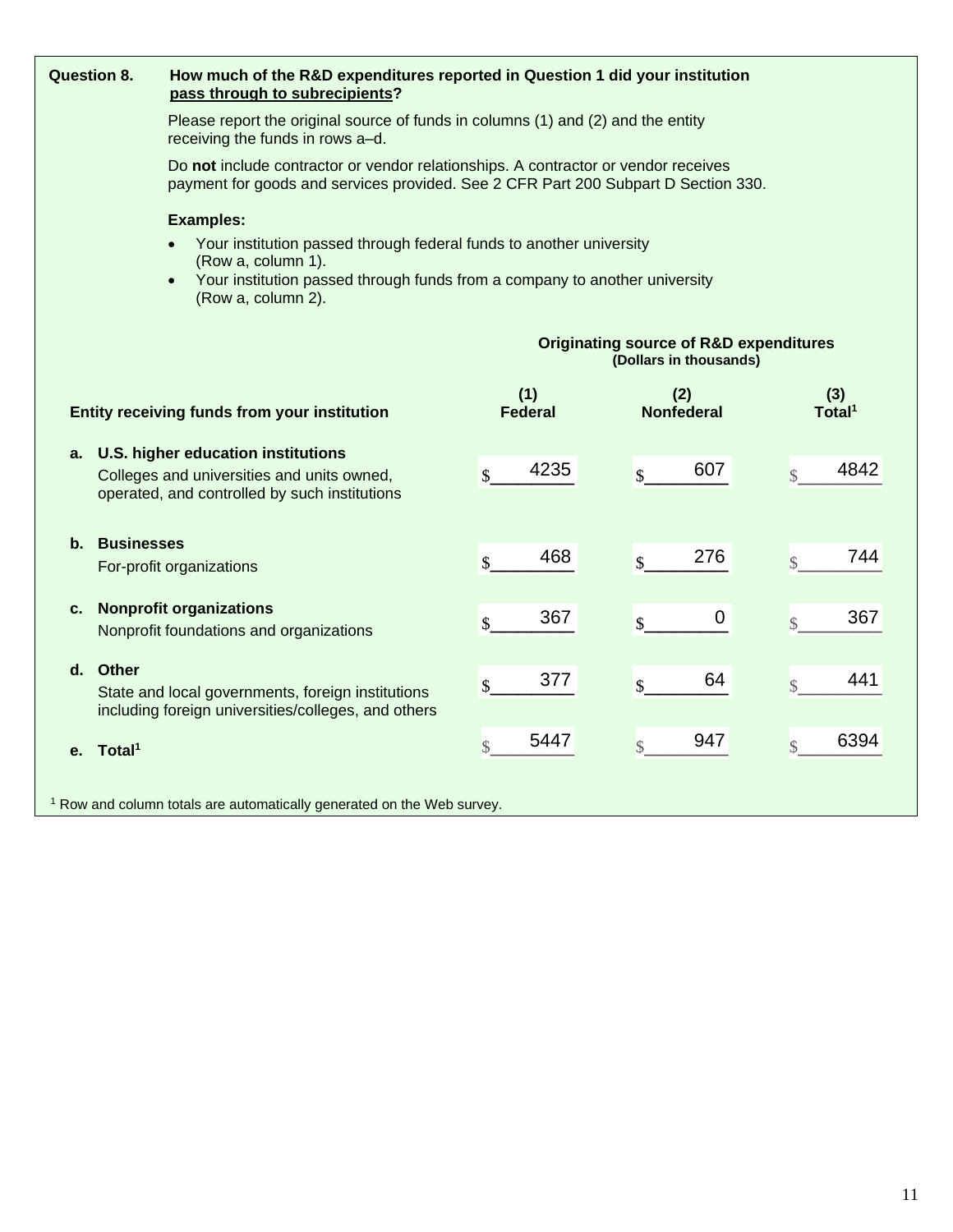**Question 8.** **How much of the R&D expenditures reported in Question 1 did your institution <u>pass through to subrecipients</u>?**

Please report the original source of funds in columns (1) and (2) and the entity receiving the funds in rows a–d.

Do **not** include contractor or vendor relationships. A contractor or vendor receives payment for goods and services provided. See 2 CFR Part 200 Subpart D Section 330.

**Examples:**

- Your institution passed through federal funds to another university (Row a, column 1).
- Your institution passed through funds from a company to another university (Row a, column 2).

| Entity receiving funds from your institution | Originating source of R&D expenditures (Dollars in thousands) (1) Federal | (2) Nonfederal | (3) Total[1] |
|---|---|---|---|
| **a. U.S. higher education institutions** Colleges and universities and units owned, operated, and controlled by such institutions | $ 4235 | $ 607 | $ 4842 |
| **b. Businesses** For-profit organizations | $ 468 | $ 276 | $ 744 |
| **c. Nonprofit organizations** Nonprofit foundations and organizations | $ 367 | $ 0 | $ 367 |
| **d. Other** State and local governments, foreign institutions including foreign universities/colleges, and others | $ 377 | $ 64 | $ 441 |
| **e. Total[1]** | $ 5447 | $ 947 | $ 6394 |

[1] Row and column totals are automatically generated on the Web survey.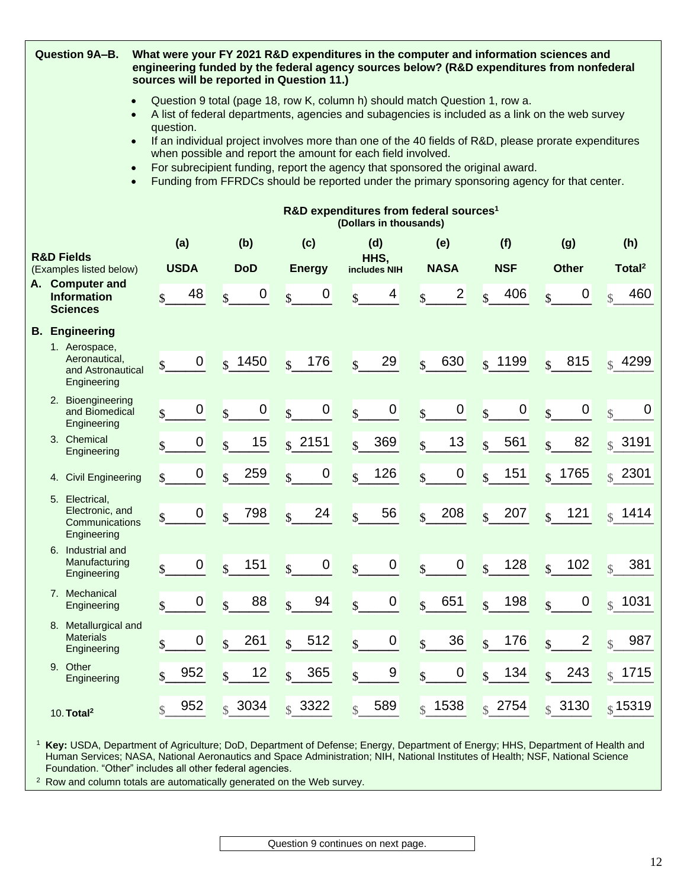**Question 9A–B.** **What were your FY 2021 R&D expenditures in the computer and information sciences and engineering funded by the federal agency sources below? (R&D expenditures from nonfederal sources will be reported in Question 11.)**

- Question 9 total (page 18, row K, column h) should match Question 1, row a.
- A list of federal departments, agencies and subagencies is included as a link on the web survey question.
- If an individual project involves more than one of the 40 fields of R&D, please prorate expenditures when possible and report the amount for each field involved.
- For subrecipient funding, report the agency that sponsored the original award.
- Funding from FFRDCs should be reported under the primary sponsoring agency for that center.

**R&D expenditures from federal sources[1]**
**(Dollars in thousands)**

| R&D Fields (Examples listed below) | (a) USDA | (b) DoD | (c) Energy | (d) HHS, includes NIH | (e) NASA | (f) NSF | (g) Other | (h) Total[2] |
|---|---|---|---|---|---|---|---|---|
| **A. Computer and Information Sciences** | $ 48 | $ 0 | $ 0 | $ 4 | $ 2 | $ 406 | $ 0 | $ 460 |
| **B. Engineering** | | | | | | | | |
| 1. Aerospace, Aeronautical, and Astronautical Engineering | $ 0 | $ 1450 | $ 176 | $ 29 | $ 630 | $ 1199 | $ 815 | $ 4299 |
| 2. Bioengineering and Biomedical Engineering | $ 0 | $ 0 | $ 0 | $ 0 | $ 0 | $ 0 | $ 0 | $ 0 |
| 3. Chemical Engineering | $ 0 | $ 15 | $ 2151 | $ 369 | $ 13 | $ 561 | $ 82 | $ 3191 |
| 4. Civil Engineering | $ 0 | $ 259 | $ 0 | $ 126 | $ 0 | $ 151 | $ 1765 | $ 2301 |
| 5. Electrical, Electronic, and Communications Engineering | $ 0 | $ 798 | $ 24 | $ 56 | $ 208 | $ 207 | $ 121 | $ 1414 |
| 6. Industrial and Manufacturing Engineering | $ 0 | $ 151 | $ 0 | $ 0 | $ 0 | $ 128 | $ 102 | $ 381 |
| 7. Mechanical Engineering | $ 0 | $ 88 | $ 94 | $ 0 | $ 651 | $ 198 | $ 0 | $ 1031 |
| 8. Metallurgical and Materials Engineering | $ 0 | $ 261 | $ 512 | $ 0 | $ 36 | $ 176 | $ 2 | $ 987 |
| 9. Other Engineering | $ 952 | $ 12 | $ 365 | $ 9 | $ 0 | $ 134 | $ 243 | $ 1715 |
| 10. **Total[2]** | $ 952 | $ 3034 | $ 3322 | $ 589 | $ 1538 | $ 2754 | $ 3130 | $ 15319 |

[1] **Key:** USDA, Department of Agriculture; DoD, Department of Defense; Energy, Department of Energy; HHS, Department of Health and Human Services; NASA, National Aeronautics and Space Administration; NIH, National Institutes of Health; NSF, National Science Foundation. "Other" includes all other federal agencies.

[2] Row and column totals are automatically generated on the Web survey.

Question 9 continues on next page.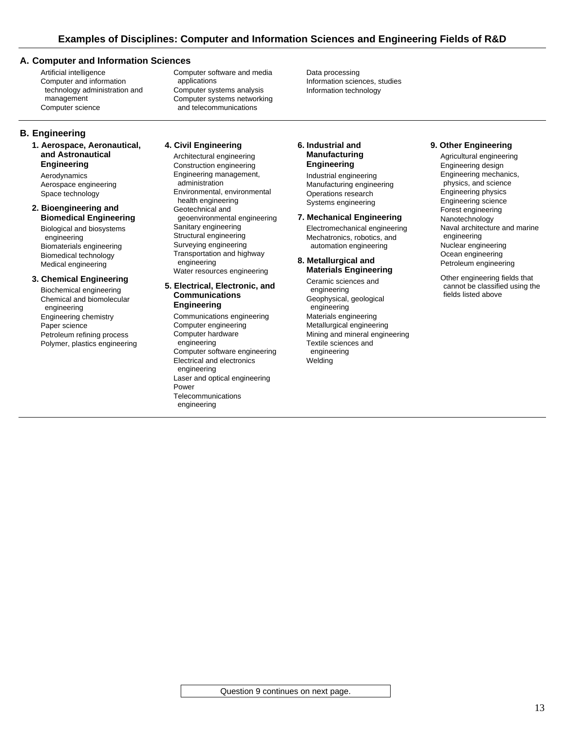# Examples of Disciplines: Computer and Information Sciences and Engineering Fields of R&D

## A. Computer and Information Sciences

- Artificial intelligence
- Computer and information technology administration and management
- Computer science
- Computer software and media applications
- Computer systems analysis
- Computer systems networking and telecommunications
- Data processing
- Information sciences, studies
- Information technology

## B. Engineering

### 1. Aerospace, Aeronautical, and Astronautical Engineering

- Aerodynamics
- Aerospace engineering
- Space technology

### 2. Bioengineering and Biomedical Engineering

- Biological and biosystems engineering
- Biomaterials engineering
- Biomedical technology
- Medical engineering

### 3. Chemical Engineering

- Biochemical engineering
- Chemical and biomolecular engineering
- Engineering chemistry
- Paper science
- Petroleum refining process
- Polymer, plastics engineering

### 4. Civil Engineering

- Architectural engineering
- Construction engineering
- Engineering management, administration
- Environmental, environmental health engineering
- Geotechnical and geoenvironmental engineering
- Sanitary engineering
- Structural engineering
- Surveying engineering
- Transportation and highway engineering
- Water resources engineering

### 5. Electrical, Electronic, and Communications Engineering

- Communications engineering
- Computer engineering
- Computer hardware engineering
- Computer software engineering
- Electrical and electronics engineering
- Laser and optical engineering
- Power
- Telecommunications engineering

### 6. Industrial and Manufacturing Engineering

- Industrial engineering
- Manufacturing engineering
- Operations research
- Systems engineering

### 7. Mechanical Engineering

- Electromechanical engineering
- Mechatronics, robotics, and automation engineering

### 8. Metallurgical and Materials Engineering

- Ceramic sciences and engineering
- Geophysical, geological engineering
- Materials engineering
- Metallurgical engineering
- Mining and mineral engineering
- Textile sciences and engineering
- Welding

### 9. Other Engineering

- Agricultural engineering
- Engineering design
- Engineering mechanics, physics, and science
- Engineering physics
- Engineering science
- Forest engineering
- Nanotechnology
- Naval architecture and marine engineering
- Nuclear engineering
- Ocean engineering
- Petroleum engineering

- Other engineering fields that cannot be classified using the fields listed above

Question 9 continues on next page.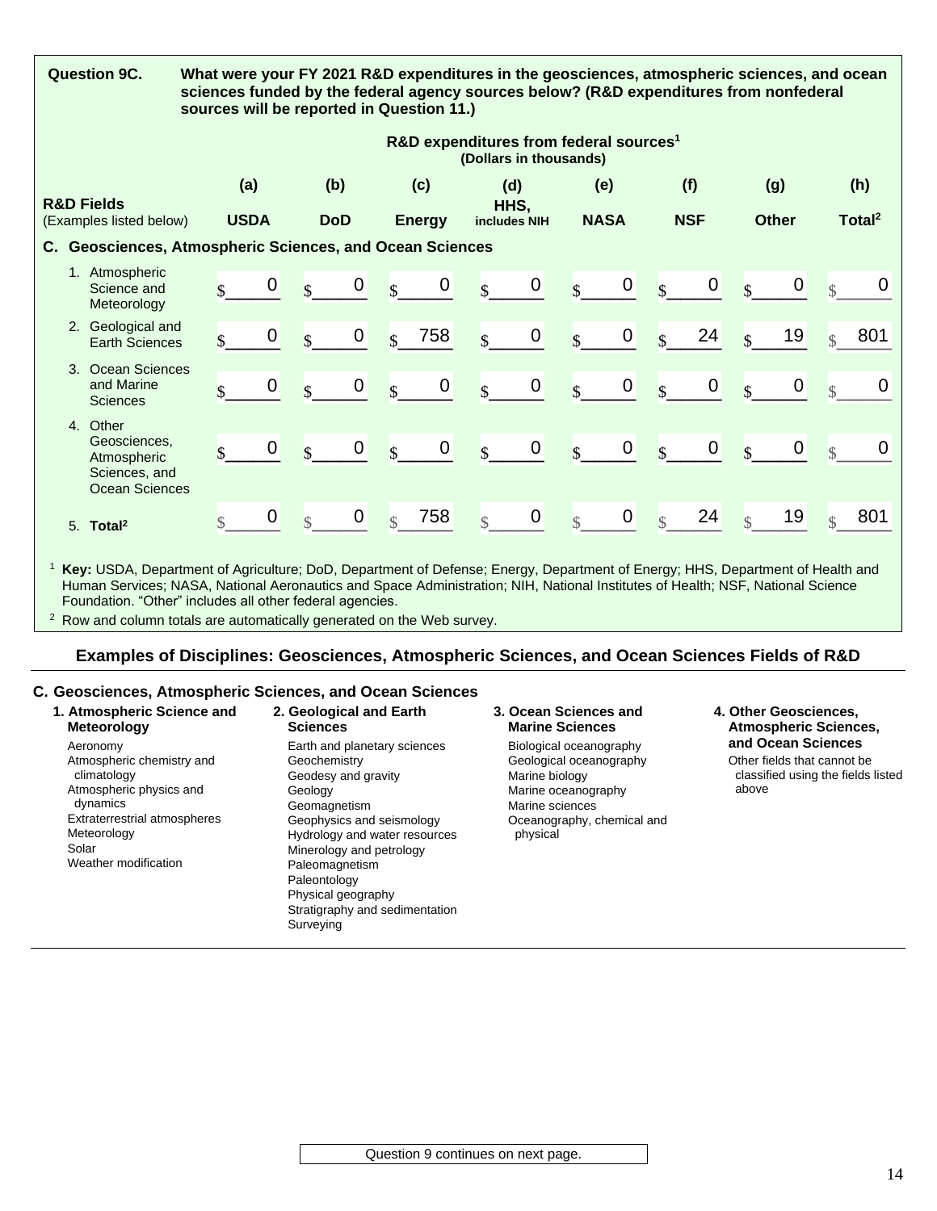**Question 9C.** **What were your FY 2021 R&D expenditures in the geosciences, atmospheric sciences, and ocean sciences funded by the federal agency sources below? (R&D expenditures from nonfederal sources will be reported in Question 11.)**

| R&D Fields (Examples listed below) | R&D expenditures from federal sources[1] (Dollars in thousands) | | | | | | | |
|---|---|---|---|---|---|---|---|---|
| | (a) USDA | (b) DoD | (c) Energy | (d) HHS, includes NIH | (e) NASA | (f) NSF | (g) Other | (h) Total[2] |
| **C. Geosciences, Atmospheric Sciences, and Ocean Sciences** | | | | | | | | |
| 1. Atmospheric Science and Meteorology | $ 0 | $ 0 | $ 0 | $ 0 | $ 0 | $ 0 | $ 0 | $ 0 |
| 2. Geological and Earth Sciences | $ 0 | $ 0 | $ 758 | $ 0 | $ 0 | $ 24 | $ 19 | $ 801 |
| 3. Ocean Sciences and Marine Sciences | $ 0 | $ 0 | $ 0 | $ 0 | $ 0 | $ 0 | $ 0 | $ 0 |
| 4. Other Geosciences, Atmospheric Sciences, and Ocean Sciences | $ 0 | $ 0 | $ 0 | $ 0 | $ 0 | $ 0 | $ 0 | $ 0 |
| 5. **Total[2]** | $ 0 | $ 0 | $ 758 | $ 0 | $ 0 | $ 24 | $ 19 | $ 801 |

[1] **Key:** USDA, Department of Agriculture; DoD, Department of Defense; Energy, Department of Energy; HHS, Department of Health and Human Services; NASA, National Aeronautics and Space Administration; NIH, National Institutes of Health; NSF, National Science Foundation. "Other" includes all other federal agencies.

[2] Row and column totals are automatically generated on the Web survey.

## Examples of Disciplines: Geosciences, Atmospheric Sciences, and Ocean Sciences Fields of R&D

### C. Geosciences, Atmospheric Sciences, and Ocean Sciences

**1. Atmospheric Science and Meteorology**
- Aeronomy
- Atmospheric chemistry and climatology
- Atmospheric physics and dynamics
- Extraterrestrial atmospheres
- Meteorology
- Solar
- Weather modification

**2. Geological and Earth Sciences**
- Earth and planetary sciences
- Geochemistry
- Geodesy and gravity
- Geology
- Geomagnetism
- Geophysics and seismology
- Hydrology and water resources
- Minerology and petrology
- Paleomagnetism
- Paleontology
- Physical geography
- Stratigraphy and sedimentation
- Surveying

**3. Ocean Sciences and Marine Sciences**
- Biological oceanography
- Geological oceanography
- Marine biology
- Marine oceanography
- Marine sciences
- Oceanography, chemical and physical

**4. Other Geosciences, Atmospheric Sciences, and Ocean Sciences**
- Other fields that cannot be classified using the fields listed above

Question 9 continues on next page.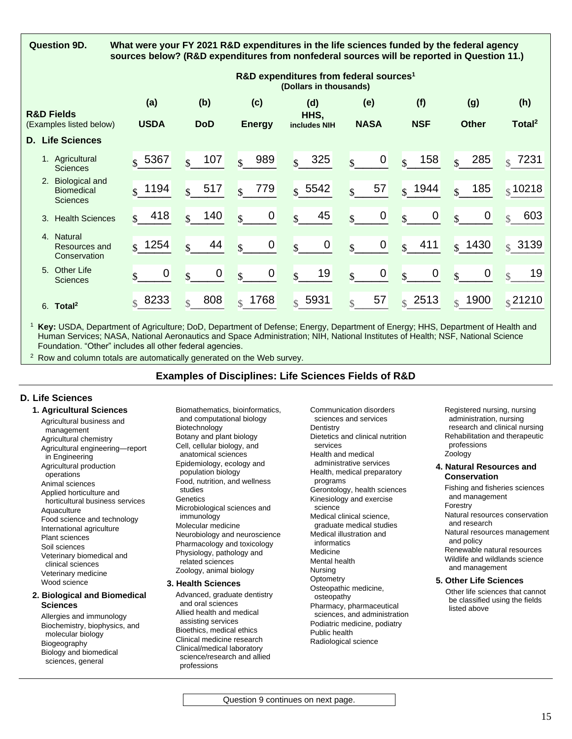**Question 9D.** **What were your FY 2021 R&D expenditures in the life sciences funded by the federal agency sources below? (R&D expenditures from nonfederal sources will be reported in Question 11.)**

| R&D Fields (Examples listed below) | R&D expenditures from federal sources[1] (Dollars in thousands) | | | | | | | |
|---|---|---|---|---|---|---|---|---|
| | (a) USDA | (b) DoD | (c) Energy | (d) HHS, includes NIH | (e) NASA | (f) NSF | (g) Other | (h) Total[2] |
| **D. Life Sciences** | | | | | | | | |
| 1. Agricultural Sciences | $ 5367 | $ 107 | $ 989 | $ 325 | $ 0 | $ 158 | $ 285 | $ 7231 |
| 2. Biological and Biomedical Sciences | $ 1194 | $ 517 | $ 779 | $ 5542 | $ 57 | $ 1944 | $ 185 | $ 10218 |
| 3. Health Sciences | $ 418 | $ 140 | $ 0 | $ 45 | $ 0 | $ 0 | $ 0 | $ 603 |
| 4. Natural Resources and Conservation | $ 1254 | $ 44 | $ 0 | $ 0 | $ 0 | $ 411 | $ 1430 | $ 3139 |
| 5. Other Life Sciences | $ 0 | $ 0 | $ 0 | $ 19 | $ 0 | $ 0 | $ 0 | $ 19 |
| 6. **Total[2]** | $ 8233 | $ 808 | $ 1768 | $ 5931 | $ 57 | $ 2513 | $ 1900 | $ 21210 |

[1] **Key:** USDA, Department of Agriculture; DoD, Department of Defense; Energy, Department of Energy; HHS, Department of Health and Human Services; NASA, National Aeronautics and Space Administration; NIH, National Institutes of Health; NSF, National Science Foundation. "Other" includes all other federal agencies.

[2] Row and column totals are automatically generated on the Web survey.

## Examples of Disciplines: Life Sciences Fields of R&D

### D. Life Sciences

**1. Agricultural Sciences**

- Agricultural business and management
- Agricultural chemistry
- Agricultural engineering—report in Engineering
- Agricultural production operations
- Animal sciences
- Applied horticulture and horticultural business services
- Aquaculture
- Food science and technology
- International agriculture
- Plant sciences
- Soil sciences
- Veterinary biomedical and clinical sciences
- Veterinary medicine
- Wood science

**2. Biological and Biomedical Sciences**

- Allergies and immunology
- Biochemistry, biophysics, and molecular biology
- Biogeography
- Biology and biomedical sciences, general
- Biomathematics, bioinformatics, and computational biology
- Biotechnology
- Botany and plant biology
- Cell, cellular biology, and anatomical sciences
- Epidemiology, ecology and population biology
- Food, nutrition, and wellness studies
- Genetics
- Microbiological sciences and immunology
- Molecular medicine
- Neurobiology and neuroscience
- Pharmacology and toxicology
- Physiology, pathology and related sciences
- Zoology, animal biology

**3. Health Sciences**

- Advanced, graduate dentistry and oral sciences
- Allied health and medical assisting services
- Bioethics, medical ethics
- Clinical medicine research
- Clinical/medical laboratory science/research and allied professions
- Communication disorders sciences and services
- Dentistry
- Dietetics and clinical nutrition services
- Health and medical administrative services
- Health, medical preparatory programs
- Gerontology, health sciences
- Kinesiology and exercise science
- Medical clinical science, graduate medical studies
- Medical illustration and informatics
- Medicine
- Mental health
- Nursing
- Optometry
- Osteopathic medicine, osteopathy
- Pharmacy, pharmaceutical sciences, and administration
- Podiatric medicine, podiatry
- Public health
- Radiological science
- Registered nursing, nursing administration, nursing research and clinical nursing
- Rehabilitation and therapeutic professions
- Zoology

**4. Natural Resources and Conservation**

- Fishing and fisheries sciences and management
- Forestry
- Natural resources conservation and research
- Natural resources management and policy
- Renewable natural resources
- Wildlife and wildlands science and management

**5. Other Life Sciences**

- Other life sciences that cannot be classified using the fields listed above

Question 9 continues on next page.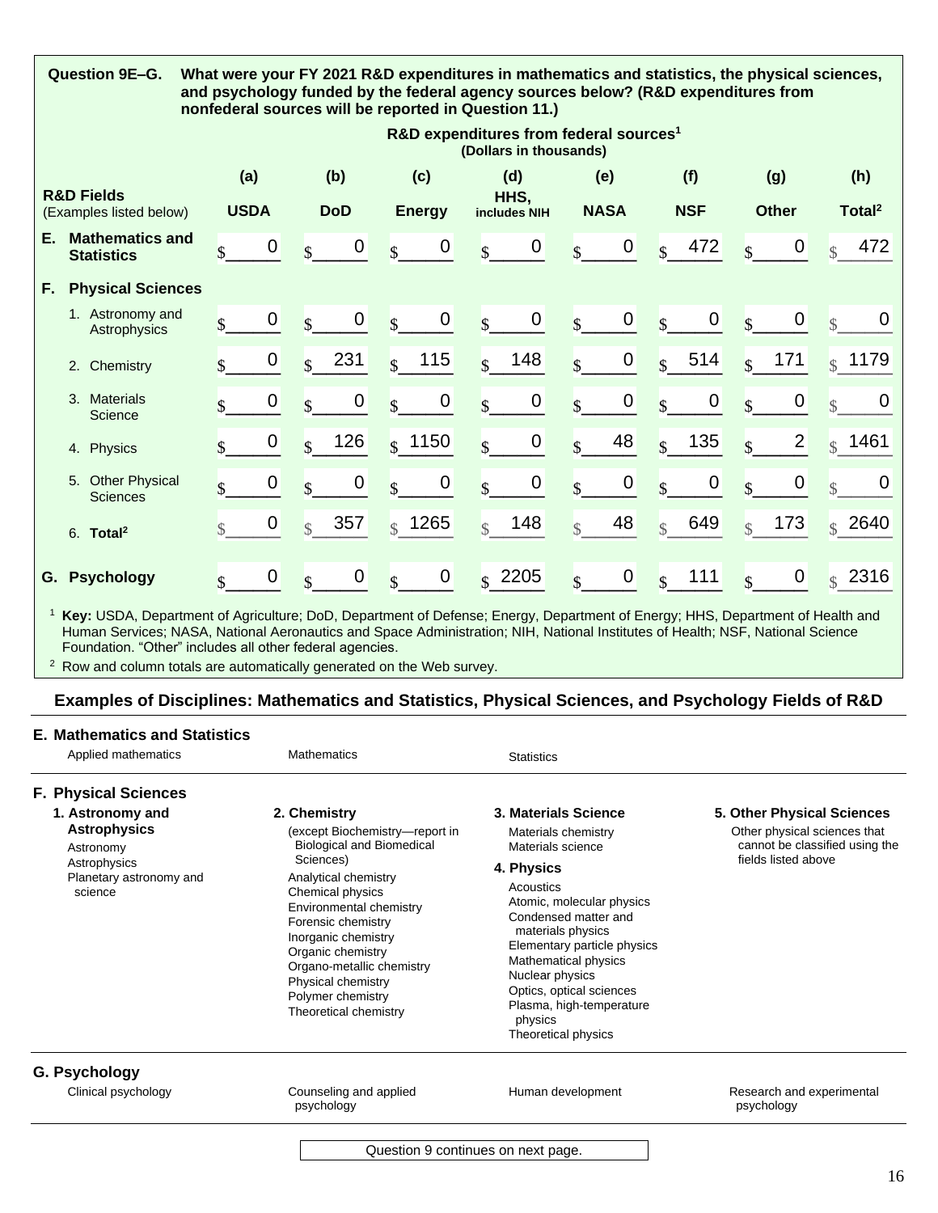**Question 9E–G.** **What were your FY 2021 R&D expenditures in mathematics and statistics, the physical sciences, and psychology funded by the federal agency sources below? (R&D expenditures from nonfederal sources will be reported in Question 11.)**

| R&D Fields (Examples listed below) | R&D expenditures from federal sources[1] (Dollars in thousands) | | | | | | | |
|---|---|---|---|---|---|---|---|---|
| | (a) USDA | (b) DoD | (c) Energy | (d) HHS, includes NIH | (e) NASA | (f) NSF | (g) Other | (h) Total[2] |
| **E. Mathematics and Statistics** | $ 0 | $ 0 | $ 0 | $ 0 | $ 0 | $ 472 | $ 0 | $ 472 |
| **F. Physical Sciences** | | | | | | | | |
| 1. Astronomy and Astrophysics | $ 0 | $ 0 | $ 0 | $ 0 | $ 0 | $ 0 | $ 0 | $ 0 |
| 2. Chemistry | $ 0 | $ 231 | $ 115 | $ 148 | $ 0 | $ 514 | $ 171 | $ 1179 |
| 3. Materials Science | $ 0 | $ 0 | $ 0 | $ 0 | $ 0 | $ 0 | $ 0 | $ 0 |
| 4. Physics | $ 0 | $ 126 | $ 1150 | $ 0 | $ 48 | $ 135 | $ 2 | $ 1461 |
| 5. Other Physical Sciences | $ 0 | $ 0 | $ 0 | $ 0 | $ 0 | $ 0 | $ 0 | $ 0 |
| 6. **Total[2]** | $ 0 | $ 357 | $ 1265 | $ 148 | $ 48 | $ 649 | $ 173 | $ 2640 |
| **G. Psychology** | $ 0 | $ 0 | $ 0 | $ 2205 | $ 0 | $ 111 | $ 0 | $ 2316 |

[1] **Key:** USDA, Department of Agriculture; DoD, Department of Defense; Energy, Department of Energy; HHS, Department of Health and Human Services; NASA, National Aeronautics and Space Administration; NIH, National Institutes of Health; NSF, National Science Foundation. "Other" includes all other federal agencies.

[2] Row and column totals are automatically generated on the Web survey.

## Examples of Disciplines: Mathematics and Statistics, Physical Sciences, and Psychology Fields of R&D

### E. Mathematics and Statistics

- Applied mathematics
- Mathematics
- Statistics

### F. Physical Sciences

**1. Astronomy and Astrophysics**
- Astronomy
- Astrophysics
- Planetary astronomy and science

**2. Chemistry**
(except Biochemistry—report in Biological and Biomedical Sciences)
- Analytical chemistry
- Chemical physics
- Environmental chemistry
- Forensic chemistry
- Inorganic chemistry
- Organic chemistry
- Organo-metallic chemistry
- Physical chemistry
- Polymer chemistry
- Theoretical chemistry

**3. Materials Science**
- Materials chemistry
- Materials science

**4. Physics**
- Acoustics
- Atomic, molecular physics
- Condensed matter and materials physics
- Elementary particle physics
- Mathematical physics
- Nuclear physics
- Optics, optical sciences
- Plasma, high-temperature physics
- Theoretical physics

**5. Other Physical Sciences**
- Other physical sciences that cannot be classified using the fields listed above

### G. Psychology

- Clinical psychology
- Counseling and applied psychology
- Human development
- Research and experimental psychology

Question 9 continues on next page.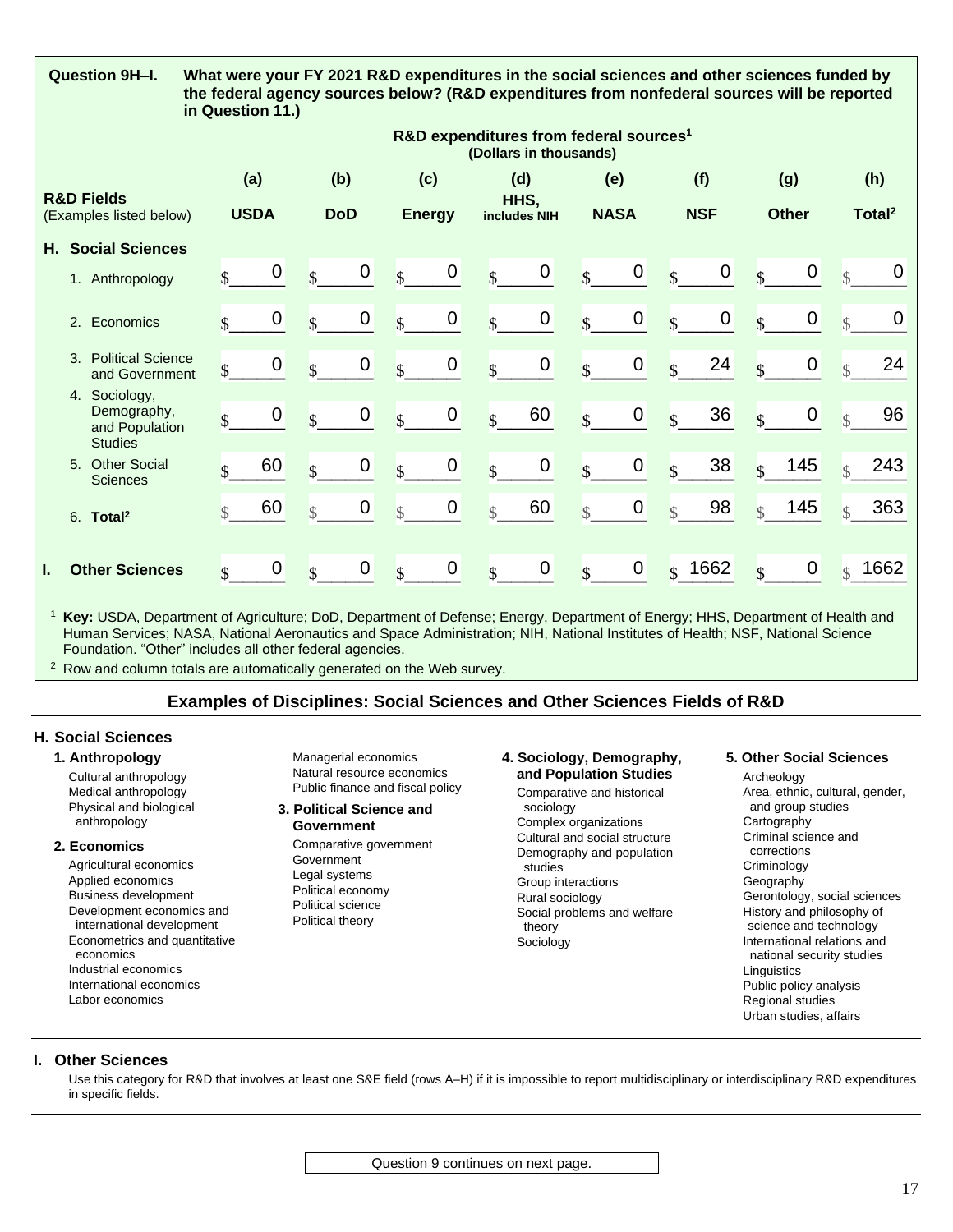**Question 9H–I.** **What were your FY 2021 R&D expenditures in the social sciences and other sciences funded by the federal agency sources below? (R&D expenditures from nonfederal sources will be reported in Question 11.)**

**R&D expenditures from federal sources[1]**
**(Dollars in thousands)**

| R&D Fields (Examples listed below) | (a) USDA | (b) DoD | (c) Energy | (d) HHS, includes NIH | (e) NASA | (f) NSF | (g) Other | (h) Total[2] |
|---|---|---|---|---|---|---|---|---|
| **H. Social Sciences** | | | | | | | | |
| 1. Anthropology | $ 0 | $ 0 | $ 0 | $ 0 | $ 0 | $ 0 | $ 0 | $ 0 |
| 2. Economics | $ 0 | $ 0 | $ 0 | $ 0 | $ 0 | $ 0 | $ 0 | $ 0 |
| 3. Political Science and Government | $ 0 | $ 0 | $ 0 | $ 0 | $ 0 | $ 24 | $ 0 | $ 24 |
| 4. Sociology, Demography, and Population Studies | $ 0 | $ 0 | $ 0 | $ 60 | $ 0 | $ 36 | $ 0 | $ 96 |
| 5. Other Social Sciences | $ 60 | $ 0 | $ 0 | $ 0 | $ 0 | $ 38 | $ 145 | $ 243 |
| 6. **Total[2]** | $ 60 | $ 0 | $ 0 | $ 60 | $ 0 | $ 98 | $ 145 | $ 363 |
| **I. Other Sciences** | $ 0 | $ 0 | $ 0 | $ 0 | $ 0 | $ 1662 | $ 0 | $ 1662 |

[1] **Key:** USDA, Department of Agriculture; DoD, Department of Defense; Energy, Department of Energy; HHS, Department of Health and Human Services; NASA, National Aeronautics and Space Administration; NIH, National Institutes of Health; NSF, National Science Foundation. "Other" includes all other federal agencies.

[2] Row and column totals are automatically generated on the Web survey.

## Examples of Disciplines: Social Sciences and Other Sciences Fields of R&D

### H. Social Sciences

**1. Anthropology**
- Cultural anthropology
- Medical anthropology
- Physical and biological anthropology

**2. Economics**
- Agricultural economics
- Applied economics
- Business development
- Development economics and international development
- Econometrics and quantitative economics
- Industrial economics
- International economics
- Labor economics
- Managerial economics
- Natural resource economics
- Public finance and fiscal policy

**3. Political Science and Government**
- Comparative government
- Government
- Legal systems
- Political economy
- Political science
- Political theory

**4. Sociology, Demography, and Population Studies**
- Comparative and historical sociology
- Complex organizations
- Cultural and social structure
- Demography and population studies
- Group interactions
- Rural sociology
- Social problems and welfare theory
- Sociology

**5. Other Social Sciences**
- Archeology
- Area, ethnic, cultural, gender, and group studies
- Cartography
- Criminal science and corrections
- Criminology
- Geography
- Gerontology, social sciences
- History and philosophy of science and technology
- International relations and national security studies
- Linguistics
- Public policy analysis
- Regional studies
- Urban studies, affairs

### I. Other Sciences

Use this category for R&D that involves at least one S&E field (rows A–H) if it is impossible to report multidisciplinary or interdisciplinary R&D expenditures in specific fields.

Question 9 continues on next page.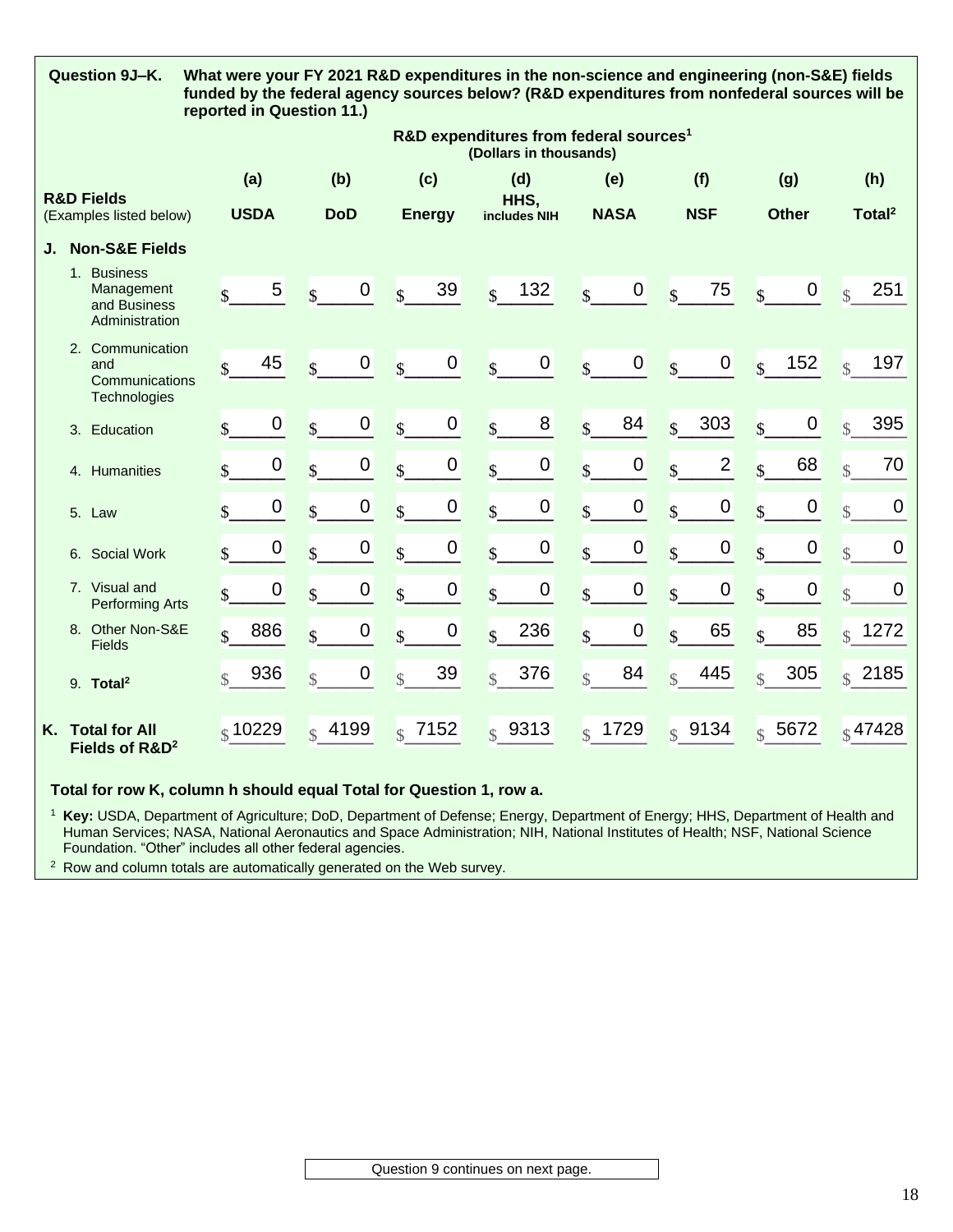**Question 9J–K.** **What were your FY 2021 R&D expenditures in the non-science and engineering (non-S&E) fields funded by the federal agency sources below? (R&D expenditures from nonfederal sources will be reported in Question 11.)**

| R&D Fields (Examples listed below) | R&D expenditures from federal sources[1] (Dollars in thousands) | | | | | | | |
|---|---|---|---|---|---|---|---|---|
| | (a) USDA | (b) DoD | (c) Energy | (d) HHS, includes NIH | (e) NASA | (f) NSF | (g) Other | (h) Total[2] |
| **J. Non-S&E Fields** | | | | | | | | |
| 1. Business Management and Business Administration | $ 5 | $ 0 | $ 39 | $ 132 | $ 0 | $ 75 | $ 0 | $ 251 |
| 2. Communication and Communications Technologies | $ 45 | $ 0 | $ 0 | $ 0 | $ 0 | $ 0 | $ 152 | $ 197 |
| 3. Education | $ 0 | $ 0 | $ 0 | $ 8 | $ 84 | $ 303 | $ 0 | $ 395 |
| 4. Humanities | $ 0 | $ 0 | $ 0 | $ 0 | $ 0 | $ 2 | $ 68 | $ 70 |
| 5. Law | $ 0 | $ 0 | $ 0 | $ 0 | $ 0 | $ 0 | $ 0 | $ 0 |
| 6. Social Work | $ 0 | $ 0 | $ 0 | $ 0 | $ 0 | $ 0 | $ 0 | $ 0 |
| 7. Visual and Performing Arts | $ 0 | $ 0 | $ 0 | $ 0 | $ 0 | $ 0 | $ 0 | $ 0 |
| 8. Other Non-S&E Fields | $ 886 | $ 0 | $ 0 | $ 236 | $ 0 | $ 65 | $ 85 | $ 1272 |
| 9. **Total[2]** | $ 936 | $ 0 | $ 39 | $ 376 | $ 84 | $ 445 | $ 305 | $ 2185 |
| **K. Total for All Fields of R&D[2]** | $ 10229 | $ 4199 | $ 7152 | $ 9313 | $ 1729 | $ 9134 | $ 5672 | $ 47428 |

**Total for row K, column h should equal Total for Question 1, row a.**

[1] **Key:** USDA, Department of Agriculture; DoD, Department of Defense; Energy, Department of Energy; HHS, Department of Health and Human Services; NASA, National Aeronautics and Space Administration; NIH, National Institutes of Health; NSF, National Science Foundation. "Other" includes all other federal agencies.

[2] Row and column totals are automatically generated on the Web survey.

Question 9 continues on next page.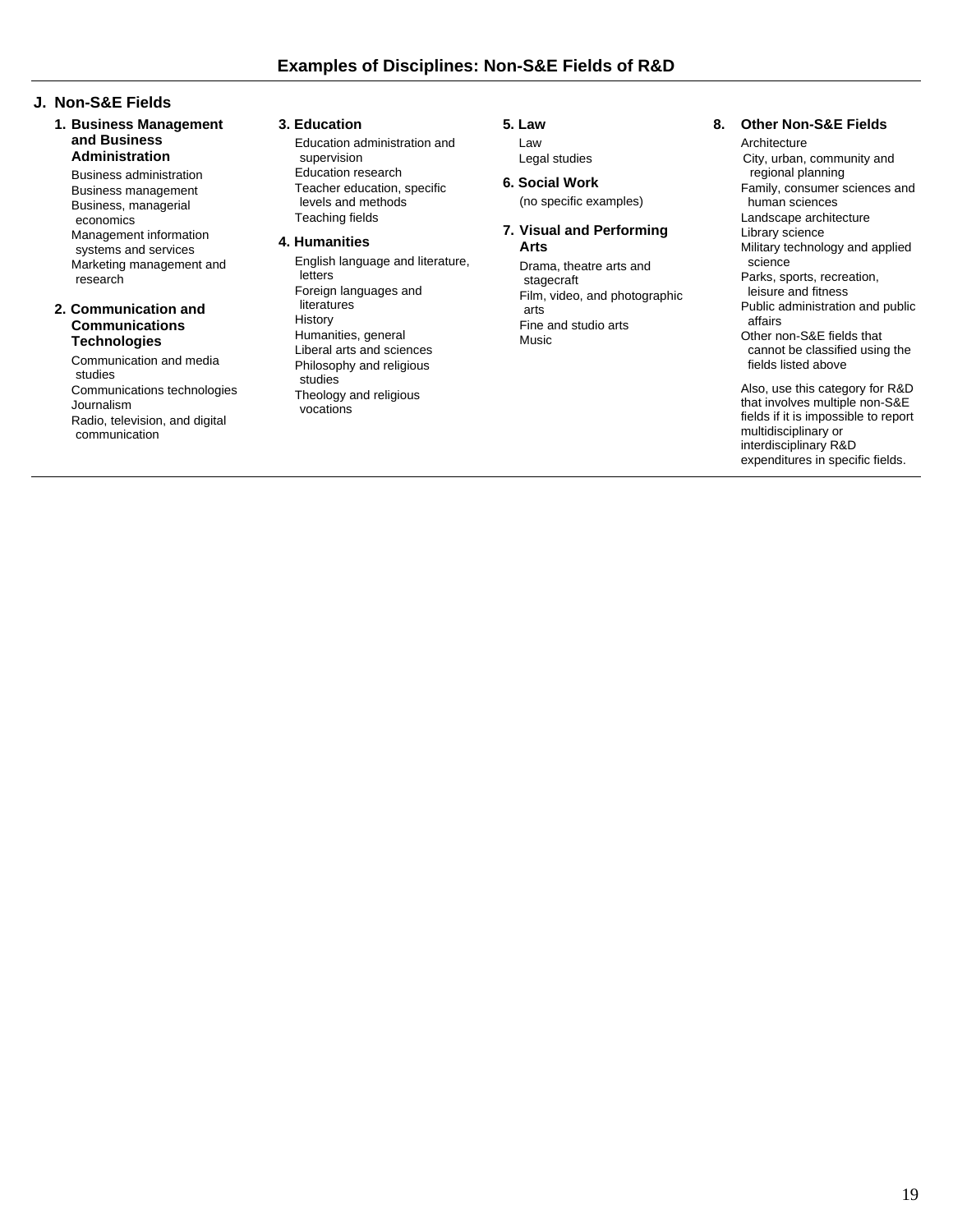# Examples of Disciplines: Non-S&E Fields of R&D

## J. Non-S&E Fields

### 1. Business Management and Business Administration

- Business administration
- Business management
- Business, managerial economics
- Management information systems and services
- Marketing management and research

### 2. Communication and Communications Technologies

- Communication and media studies
- Communications technologies
- Journalism
- Radio, television, and digital communication

### 3. Education

- Education administration and supervision
- Education research
- Teacher education, specific levels and methods
- Teaching fields

### 4. Humanities

- English language and literature, letters
- Foreign languages and literatures
- History
- Humanities, general
- Liberal arts and sciences
- Philosophy and religious studies
- Theology and religious vocations

### 5. Law

- Law
- Legal studies

### 6. Social Work

(no specific examples)

### 7. Visual and Performing Arts

- Drama, theatre arts and stagecraft
- Film, video, and photographic arts
- Fine and studio arts
- Music

### 8. Other Non-S&E Fields

- Architecture
- City, urban, community and regional planning
- Family, consumer sciences and human sciences
- Landscape architecture
- Library science
- Military technology and applied science
- Parks, sports, recreation, leisure and fitness
- Public administration and public affairs
- Other non-S&E fields that cannot be classified using the fields listed above

Also, use this category for R&D that involves multiple non-S&E fields if it is impossible to report multidisciplinary or interdisciplinary R&D expenditures in specific fields.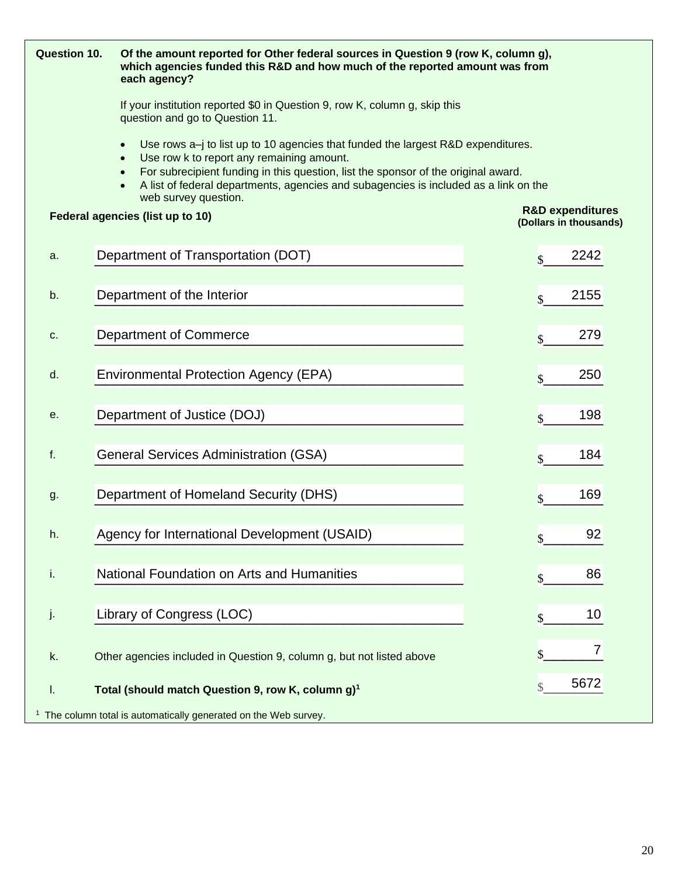**Question 10.** **Of the amount reported for Other federal sources in Question 9 (row K, column g), which agencies funded this R&D and how much of the reported amount was from each agency?**

If your institution reported $0 in Question 9, row K, column g, skip this question and go to Question 11.

- Use rows a–j to list up to 10 agencies that funded the largest R&D expenditures.
- Use row k to report any remaining amount.
- For subrecipient funding in this question, list the sponsor of the original award.
- A list of federal departments, agencies and subagencies is included as a link on the web survey question.

| | **Federal agencies (list up to 10)** | **R&D expenditures (Dollars in thousands)** |
|---|---|---|
| a. | Department of Transportation (DOT) | $ 2242 |
| b. | Department of the Interior | $ 2155 |
| c. | Department of Commerce | $ 279 |
| d. | Environmental Protection Agency (EPA) | $ 250 |
| e. | Department of Justice (DOJ) | $ 198 |
| f. | General Services Administration (GSA) | $ 184 |
| g. | Department of Homeland Security (DHS) | $ 169 |
| h. | Agency for International Development (USAID) | $ 92 |
| i. | National Foundation on Arts and Humanities | $ 86 |
| j. | Library of Congress (LOC) | $ 10 |
| k. | Other agencies included in Question 9, column g, but not listed above | $ 7 |
| l. | **Total (should match Question 9, row K, column g)[1]** | $ 5672 |

[1] The column total is automatically generated on the Web survey.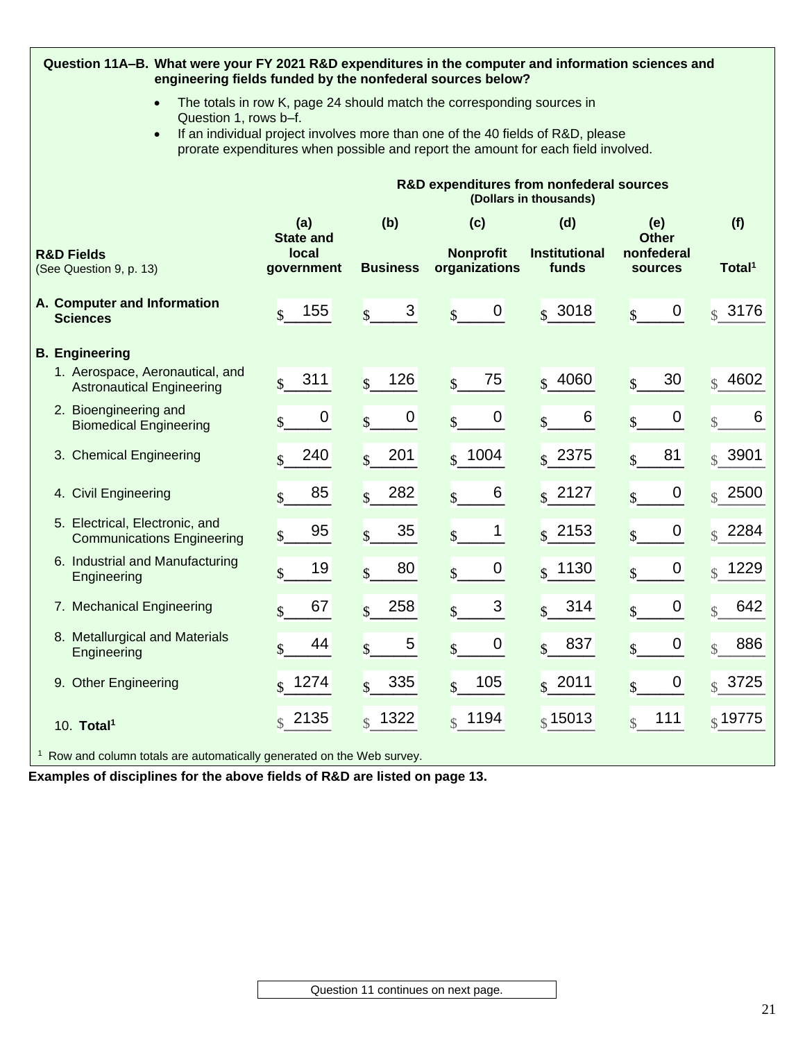**Question 11A–B. What were your FY 2021 R&D expenditures in the computer and information sciences and engineering fields funded by the nonfederal sources below?**

- The totals in row K, page 24 should match the corresponding sources in Question 1, rows b–f.
- If an individual project involves more than one of the 40 fields of R&D, please prorate expenditures when possible and report the amount for each field involved.

**R&D expenditures from nonfederal sources (Dollars in thousands)**

| R&D Fields (See Question 9, p. 13) | (a) State and local government | (b) Business | (c) Nonprofit organizations | (d) Institutional funds | (e) Other nonfederal sources | (f) Total[1] |
|---|---|---|---|---|---|---|
| **A. Computer and Information Sciences** | $ 155 | $ 3 | $ 0 | $ 3018 | $ 0 | $ 3176 |
| **B. Engineering** | | | | | | |
| 1. Aerospace, Aeronautical, and Astronautical Engineering | $ 311 | $ 126 | $ 75 | $ 4060 | $ 30 | $ 4602 |
| 2. Bioengineering and Biomedical Engineering | $ 0 | $ 0 | $ 0 | $ 6 | $ 0 | $ 6 |
| 3. Chemical Engineering | $ 240 | $ 201 | $ 1004 | $ 2375 | $ 81 | $ 3901 |
| 4. Civil Engineering | $ 85 | $ 282 | $ 6 | $ 2127 | $ 0 | $ 2500 |
| 5. Electrical, Electronic, and Communications Engineering | $ 95 | $ 35 | $ 1 | $ 2153 | $ 0 | $ 2284 |
| 6. Industrial and Manufacturing Engineering | $ 19 | $ 80 | $ 0 | $ 1130 | $ 0 | $ 1229 |
| 7. Mechanical Engineering | $ 67 | $ 258 | $ 3 | $ 314 | $ 0 | $ 642 |
| 8. Metallurgical and Materials Engineering | $ 44 | $ 5 | $ 0 | $ 837 | $ 0 | $ 886 |
| 9. Other Engineering | $ 1274 | $ 335 | $ 105 | $ 2011 | $ 0 | $ 3725 |
| 10. **Total**[1] | $ 2135 | $ 1322 | $ 1194 | $ 15013 | $ 111 | $ 19775 |

[1] Row and column totals are automatically generated on the Web survey.

**Examples of disciplines for the above fields of R&D are listed on page 13.**

Question 11 continues on next page.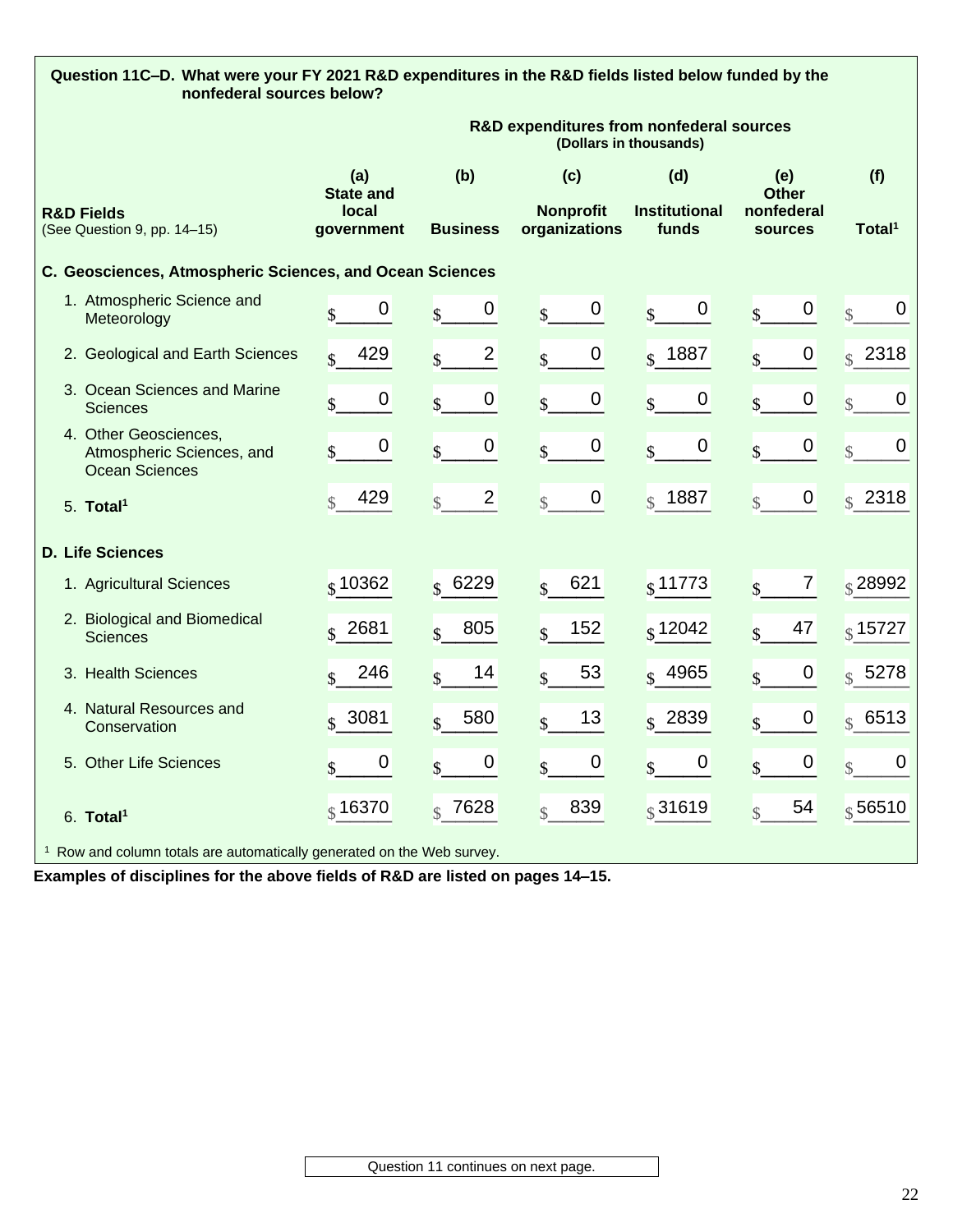**Question 11C–D. What were your FY 2021 R&D expenditures in the R&D fields listed below funded by the nonfederal sources below?**

| R&D Fields (See Question 9, pp. 14–15) | R&D expenditures from nonfederal sources (Dollars in thousands) | | | | | |
|---|---|---|---|---|---|---|
| | (a) State and local government | (b) Business | (c) Nonprofit organizations | (d) Institutional funds | (e) Other nonfederal sources | (f) Total[1] |
| **C. Geosciences, Atmospheric Sciences, and Ocean Sciences** | | | | | | |
| 1. Atmospheric Science and Meteorology | $ 0 | $ 0 | $ 0 | $ 0 | $ 0 | $ 0 |
| 2. Geological and Earth Sciences | $ 429 | $ 2 | $ 0 | $ 1887 | $ 0 | $ 2318 |
| 3. Ocean Sciences and Marine Sciences | $ 0 | $ 0 | $ 0 | $ 0 | $ 0 | $ 0 |
| 4. Other Geosciences, Atmospheric Sciences, and Ocean Sciences | $ 0 | $ 0 | $ 0 | $ 0 | $ 0 | $ 0 |
| 5. **Total[1]** | $ 429 | $ 2 | $ 0 | $ 1887 | $ 0 | $ 2318 |
| **D. Life Sciences** | | | | | | |
| 1. Agricultural Sciences | $ 10362 | $ 6229 | $ 621 | $ 11773 | $ 7 | $ 28992 |
| 2. Biological and Biomedical Sciences | $ 2681 | $ 805 | $ 152 | $ 12042 | $ 47 | $ 15727 |
| 3. Health Sciences | $ 246 | $ 14 | $ 53 | $ 4965 | $ 0 | $ 5278 |
| 4. Natural Resources and Conservation | $ 3081 | $ 580 | $ 13 | $ 2839 | $ 0 | $ 6513 |
| 5. Other Life Sciences | $ 0 | $ 0 | $ 0 | $ 0 | $ 0 | $ 0 |
| 6. **Total[1]** | $ 16370 | $ 7628 | $ 839 | $ 31619 | $ 54 | $ 56510 |

[1] Row and column totals are automatically generated on the Web survey.

**Examples of disciplines for the above fields of R&D are listed on pages 14–15.**

Question 11 continues on next page.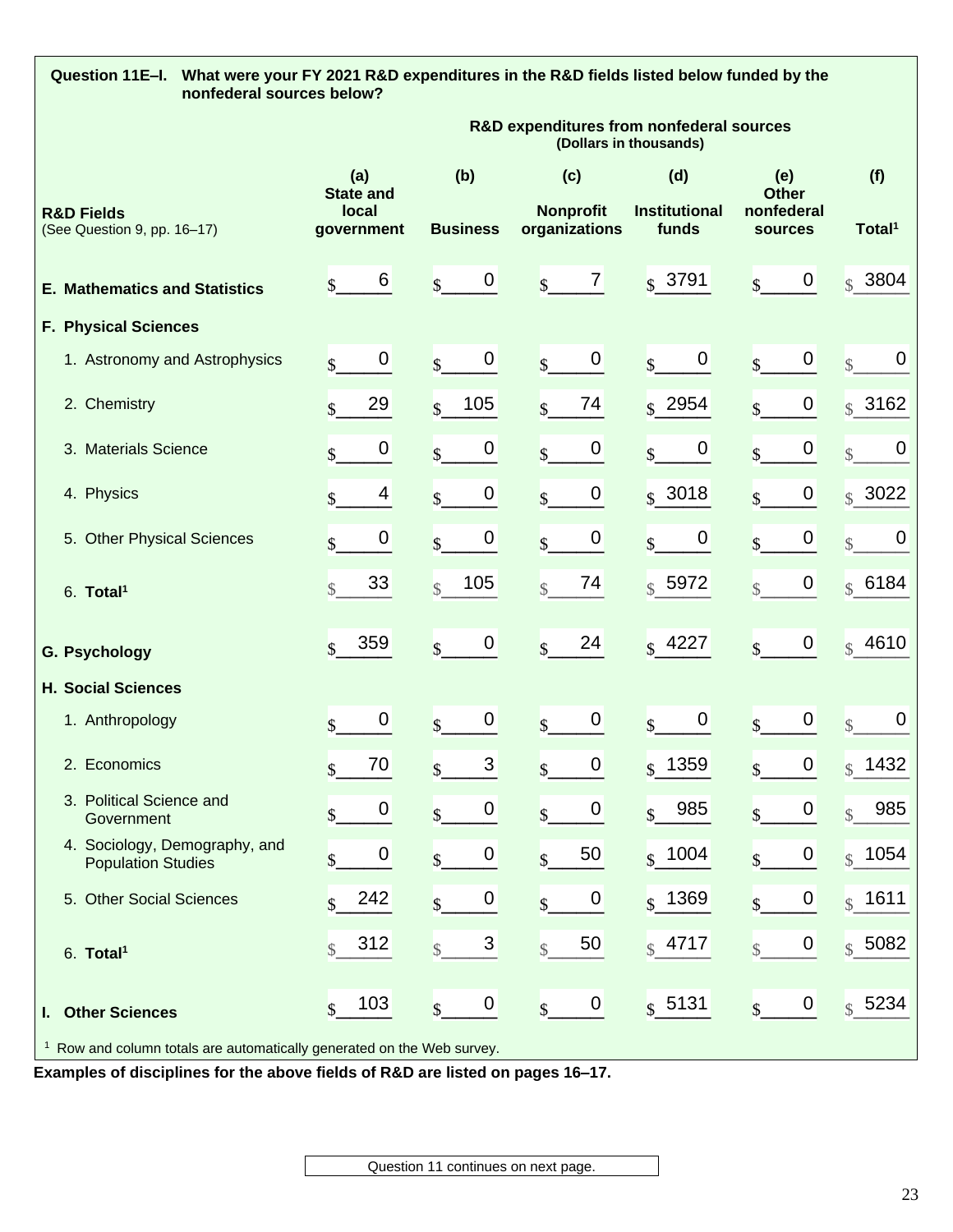**Question 11E–I. What were your FY 2021 R&D expenditures in the R&D fields listed below funded by the nonfederal sources below?**

| R&D Fields (See Question 9, pp. 16–17) | R&D expenditures from nonfederal sources (Dollars in thousands) | | | | | |
|---|---|---|---|---|---|---|
| | (a) State and local government | (b) Business | (c) Nonprofit organizations | (d) Institutional funds | (e) Other nonfederal sources | (f) Total[1] |
| **E. Mathematics and Statistics** | $ 6 | $ 0 | $ 7 | $ 3791 | $ 0 | $ 3804 |
| **F. Physical Sciences** | | | | | | |
| 1. Astronomy and Astrophysics | $ 0 | $ 0 | $ 0 | $ 0 | $ 0 | $ 0 |
| 2. Chemistry | $ 29 | $ 105 | $ 74 | $ 2954 | $ 0 | $ 3162 |
| 3. Materials Science | $ 0 | $ 0 | $ 0 | $ 0 | $ 0 | $ 0 |
| 4. Physics | $ 4 | $ 0 | $ 0 | $ 3018 | $ 0 | $ 3022 |
| 5. Other Physical Sciences | $ 0 | $ 0 | $ 0 | $ 0 | $ 0 | $ 0 |
| 6. **Total[1]** | $ 33 | $ 105 | $ 74 | $ 5972 | $ 0 | $ 6184 |
| **G. Psychology** | $ 359 | $ 0 | $ 24 | $ 4227 | $ 0 | $ 4610 |
| **H. Social Sciences** | | | | | | |
| 1. Anthropology | $ 0 | $ 0 | $ 0 | $ 0 | $ 0 | $ 0 |
| 2. Economics | $ 70 | $ 3 | $ 0 | $ 1359 | $ 0 | $ 1432 |
| 3. Political Science and Government | $ 0 | $ 0 | $ 0 | $ 985 | $ 0 | $ 985 |
| 4. Sociology, Demography, and Population Studies | $ 0 | $ 0 | $ 50 | $ 1004 | $ 0 | $ 1054 |
| 5. Other Social Sciences | $ 242 | $ 0 | $ 0 | $ 1369 | $ 0 | $ 1611 |
| 6. **Total[1]** | $ 312 | $ 3 | $ 50 | $ 4717 | $ 0 | $ 5082 |
| **I. Other Sciences** | $ 103 | $ 0 | $ 0 | $ 5131 | $ 0 | $ 5234 |

[1] Row and column totals are automatically generated on the Web survey.

**Examples of disciplines for the above fields of R&D are listed on pages 16–17.**

Question 11 continues on next page.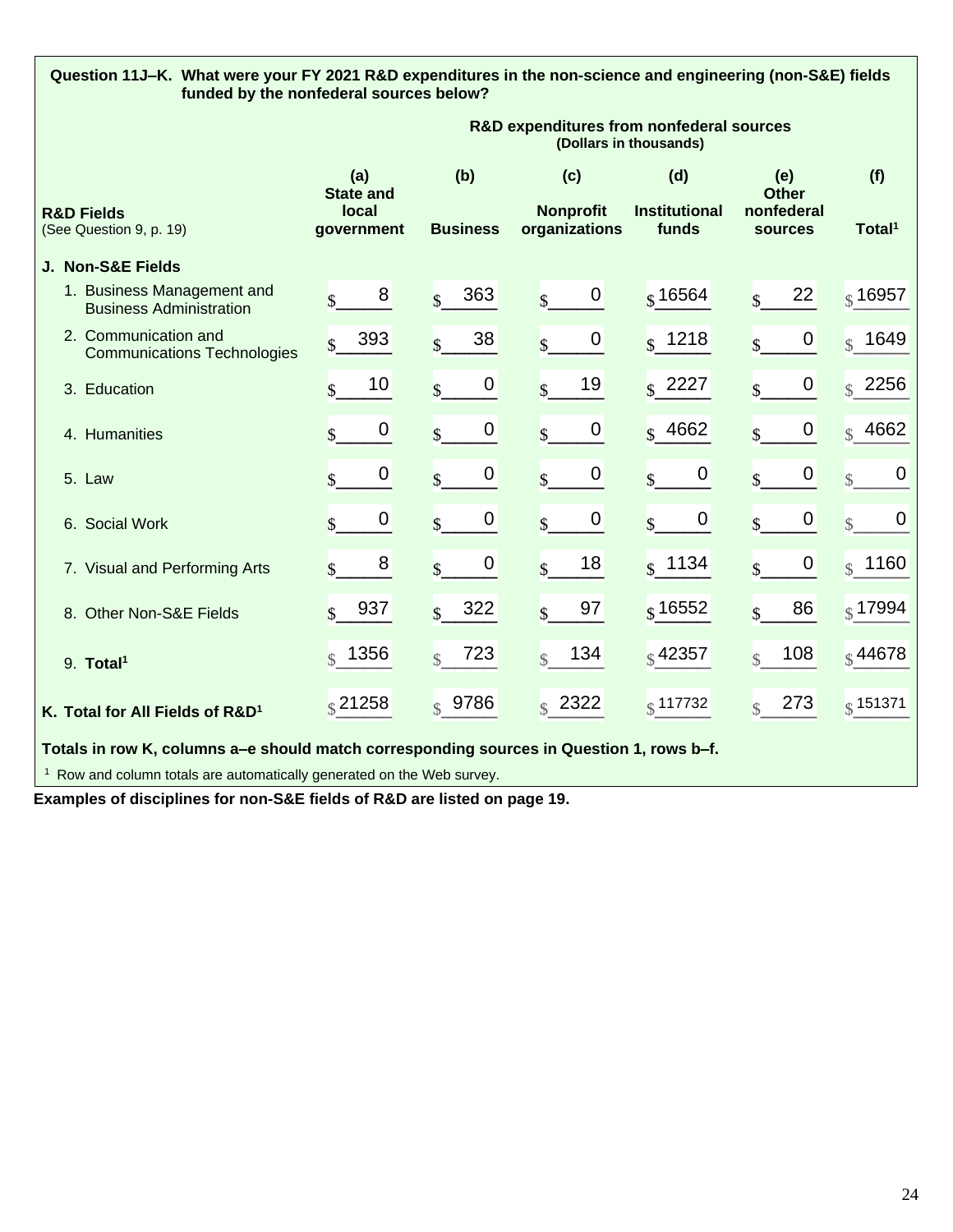**Question 11J–K. What were your FY 2021 R&D expenditures in the non-science and engineering (non-S&E) fields funded by the nonfederal sources below?**

| R&D Fields (See Question 9, p. 19) | R&D expenditures from nonfederal sources (Dollars in thousands) | | | | | |
|---|---|---|---|---|---|---|
| | (a) State and local government | (b) Business | (c) Nonprofit organizations | (d) Institutional funds | (e) Other nonfederal sources | (f) Total[1] |
| **J. Non-S&E Fields** | | | | | | |
| 1. Business Management and Business Administration | $ 8 | $ 363 | $ 0 | $ 16564 | $ 22 | $ 16957 |
| 2. Communication and Communications Technologies | $ 393 | $ 38 | $ 0 | $ 1218 | $ 0 | $ 1649 |
| 3. Education | $ 10 | $ 0 | $ 19 | $ 2227 | $ 0 | $ 2256 |
| 4. Humanities | $ 0 | $ 0 | $ 0 | $ 4662 | $ 0 | $ 4662 |
| 5. Law | $ 0 | $ 0 | $ 0 | $ 0 | $ 0 | $ 0 |
| 6. Social Work | $ 0 | $ 0 | $ 0 | $ 0 | $ 0 | $ 0 |
| 7. Visual and Performing Arts | $ 8 | $ 0 | $ 18 | $ 1134 | $ 0 | $ 1160 |
| 8. Other Non-S&E Fields | $ 937 | $ 322 | $ 97 | $ 16552 | $ 86 | $ 17994 |
| 9. **Total[1]** | $ 1356 | $ 723 | $ 134 | $ 42357 | $ 108 | $ 44678 |
| **K. Total for All Fields of R&D[1]** | $ 21258 | $ 9786 | $ 2322 | $ 117732 | $ 273 | $ 151371 |

**Totals in row K, columns a–e should match corresponding sources in Question 1, rows b–f.**

[1] Row and column totals are automatically generated on the Web survey.

**Examples of disciplines for non-S&E fields of R&D are listed on page 19.**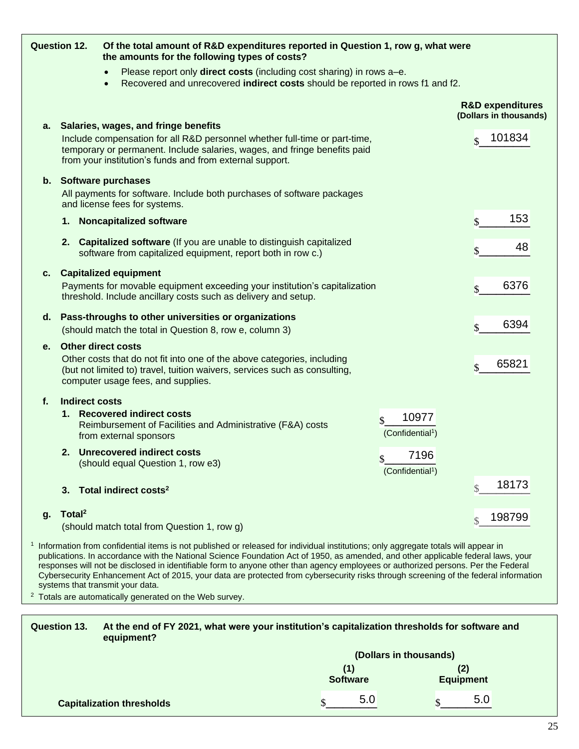**Question 12.** **Of the total amount of R&D expenditures reported in Question 1, row g, what were the amounts for the following types of costs?**

- Please report only **direct costs** (including cost sharing) in rows a–e.
- Recovered and unrecovered **indirect costs** should be reported in rows f1 and f2.

| | | | R&D expenditures (Dollars in thousands) |
|---|---|---|---|
| **a.** | **Salaries, wages, and fringe benefits** Include compensation for all R&D personnel whether full-time or part-time, temporary or permanent. Include salaries, wages, and fringe benefits paid from your institution's funds and from external support. | | $ 101834 |
| **b.** | **Software purchases** All payments for software. Include both purchases of software packages and license fees for systems. | | |
| | **1. Noncapitalized software** | | $ 153 |
| | **2. Capitalized software** (If you are unable to distinguish capitalized software from capitalized equipment, report both in row c.) | | $ 48 |
| **c.** | **Capitalized equipment** Payments for movable equipment exceeding your institution's capitalization threshold. Include ancillary costs such as delivery and setup. | | $ 6376 |
| **d.** | **Pass-throughs to other universities or organizations** (should match the total in Question 8, row e, column 3) | | $ 6394 |
| **e.** | **Other direct costs** Other costs that do not fit into one of the above categories, including (but not limited to) travel, tuition waivers, services such as consulting, computer usage fees, and supplies. | | $ 65821 |
| **f.** | **Indirect costs** | | |
| | **1. Recovered indirect costs** Reimbursement of Facilities and Administrative (F&A) costs from external sponsors | $ 10977 (Confidential[1]) | |
| | **2. Unrecovered indirect costs** (should equal Question 1, row e3) | $ 7196 (Confidential[1]) | |
| | **3. Total indirect costs[2]** | | $ 18173 |
| **g.** | **Total[2]** (should match total from Question 1, row g) | | $ 198799 |

[1] Information from confidential items is not published or released for individual institutions; only aggregate totals will appear in publications. In accordance with the National Science Foundation Act of 1950, as amended, and other applicable federal laws, your responses will not be disclosed in identifiable form to anyone other than agency employees or authorized persons. Per the Federal Cybersecurity Enhancement Act of 2015, your data are protected from cybersecurity risks through screening of the federal information systems that transmit your data.

[2] Totals are automatically generated on the Web survey.

**Question 13.** **At the end of FY 2021, what were your institution's capitalization thresholds for software and equipment?**

| | (Dollars in thousands) | |
|---|---|---|
| | **(1) Software** | **(2) Equipment** |
| **Capitalization thresholds** | $ 5.0 | $ 5.0 |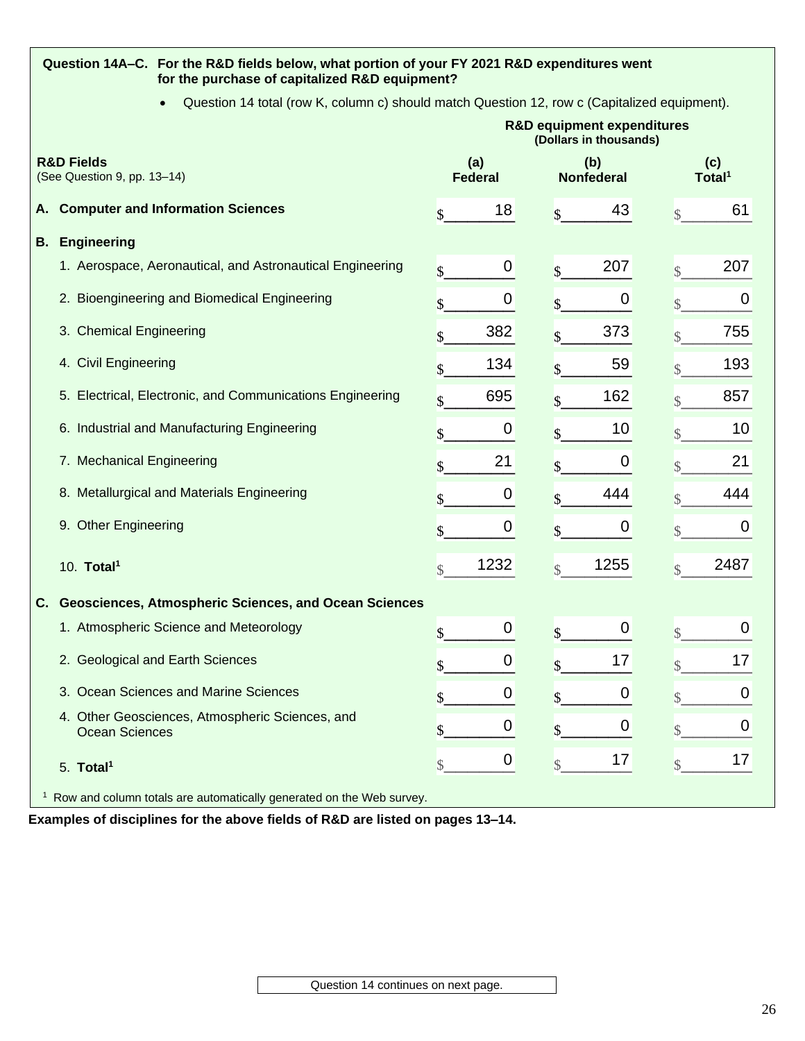**Question 14A–C. For the R&D fields below, what portion of your FY 2021 R&D expenditures went for the purchase of capitalized R&D equipment?**

- Question 14 total (row K, column c) should match Question 12, row c (Capitalized equipment).

| R&D Fields (See Question 9, pp. 13–14) | R&D equipment expenditures (Dollars in thousands) (a) Federal | (b) Nonfederal | (c) Total[1] |
|---|---|---|---|
| **A. Computer and Information Sciences** | $ 18 | $ 43 | $ 61 |
| **B. Engineering** | | | |
| 1. Aerospace, Aeronautical, and Astronautical Engineering | $ 0 | $ 207 | $ 207 |
| 2. Bioengineering and Biomedical Engineering | $ 0 | $ 0 | $ 0 |
| 3. Chemical Engineering | $ 382 | $ 373 | $ 755 |
| 4. Civil Engineering | $ 134 | $ 59 | $ 193 |
| 5. Electrical, Electronic, and Communications Engineering | $ 695 | $ 162 | $ 857 |
| 6. Industrial and Manufacturing Engineering | $ 0 | $ 10 | $ 10 |
| 7. Mechanical Engineering | $ 21 | $ 0 | $ 21 |
| 8. Metallurgical and Materials Engineering | $ 0 | $ 444 | $ 444 |
| 9. Other Engineering | $ 0 | $ 0 | $ 0 |
| 10. **Total[1]** | $ 1232 | $ 1255 | $ 2487 |
| **C. Geosciences, Atmospheric Sciences, and Ocean Sciences** | | | |
| 1. Atmospheric Science and Meteorology | $ 0 | $ 0 | $ 0 |
| 2. Geological and Earth Sciences | $ 0 | $ 17 | $ 17 |
| 3. Ocean Sciences and Marine Sciences | $ 0 | $ 0 | $ 0 |
| 4. Other Geosciences, Atmospheric Sciences, and Ocean Sciences | $ 0 | $ 0 | $ 0 |
| 5. **Total[1]** | $ 0 | $ 17 | $ 17 |

[1] Row and column totals are automatically generated on the Web survey.

**Examples of disciplines for the above fields of R&D are listed on pages 13–14.**

Question 14 continues on next page.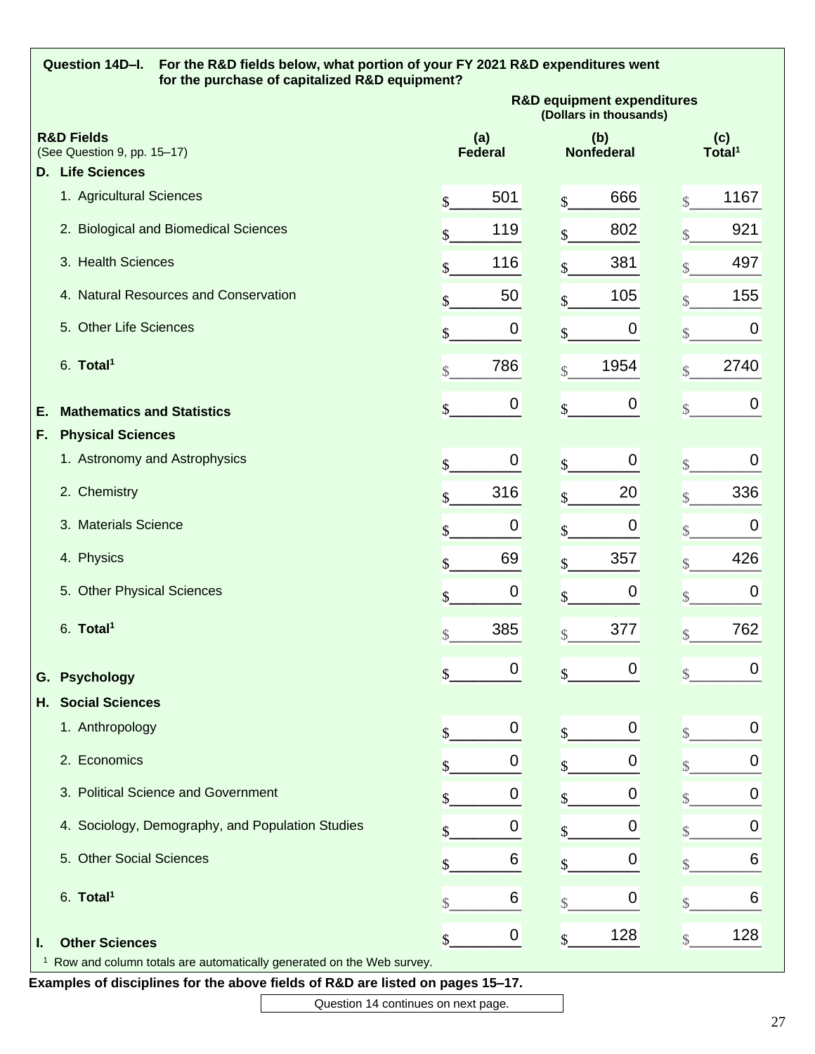**Question 14D–I. For the R&D fields below, what portion of your FY 2021 R&D expenditures went for the purchase of capitalized R&D equipment?**

| R&D Fields (See Question 9, pp. 15–17) | R&D equipment expenditures (Dollars in thousands) (a) Federal | (b) Nonfederal | (c) Total[1] |
|---|---|---|---|
| **D. Life Sciences** | | | |
| 1. Agricultural Sciences | $ 501 | $ 666 | $ 1167 |
| 2. Biological and Biomedical Sciences | $ 119 | $ 802 | $ 921 |
| 3. Health Sciences | $ 116 | $ 381 | $ 497 |
| 4. Natural Resources and Conservation | $ 50 | $ 105 | $ 155 |
| 5. Other Life Sciences | $ 0 | $ 0 | $ 0 |
| 6. **Total**[1] | $ 786 | $ 1954 | $ 2740 |
| **E. Mathematics and Statistics** | $ 0 | $ 0 | $ 0 |
| **F. Physical Sciences** | | | |
| 1. Astronomy and Astrophysics | $ 0 | $ 0 | $ 0 |
| 2. Chemistry | $ 316 | $ 20 | $ 336 |
| 3. Materials Science | $ 0 | $ 0 | $ 0 |
| 4. Physics | $ 69 | $ 357 | $ 426 |
| 5. Other Physical Sciences | $ 0 | $ 0 | $ 0 |
| 6. **Total**[1] | $ 385 | $ 377 | $ 762 |
| **G. Psychology** | $ 0 | $ 0 | $ 0 |
| **H. Social Sciences** | | | |
| 1. Anthropology | $ 0 | $ 0 | $ 0 |
| 2. Economics | $ 0 | $ 0 | $ 0 |
| 3. Political Science and Government | $ 0 | $ 0 | $ 0 |
| 4. Sociology, Demography, and Population Studies | $ 0 | $ 0 | $ 0 |
| 5. Other Social Sciences | $ 6 | $ 0 | $ 6 |
| 6. **Total**[1] | $ 6 | $ 0 | $ 6 |
| **I. Other Sciences** | $ 0 | $ 128 | $ 128 |

[1] Row and column totals are automatically generated on the Web survey.

**Examples of disciplines for the above fields of R&D are listed on pages 15–17.**

Question 14 continues on next page.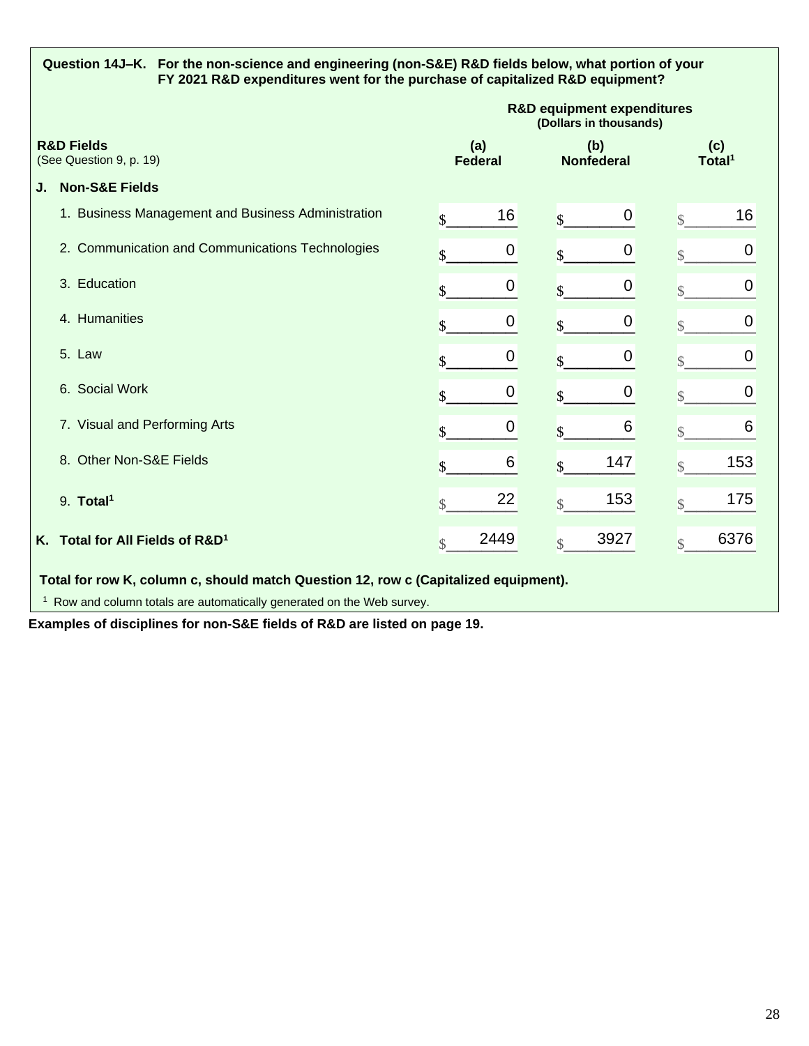**Question 14J–K.** **For the non-science and engineering (non-S&E) R&D fields below, what portion of your FY 2021 R&D expenditures went for the purchase of capitalized R&D equipment?**

| R&D Fields (See Question 9, p. 19) | R&D equipment expenditures (Dollars in thousands) (a) Federal | (b) Nonfederal | (c) Total[1] |
|---|---|---|---|
| **J. Non-S&E Fields** | | | |
| 1. Business Management and Business Administration | $ 16 | $ 0 | $ 16 |
| 2. Communication and Communications Technologies | $ 0 | $ 0 | $ 0 |
| 3. Education | $ 0 | $ 0 | $ 0 |
| 4. Humanities | $ 0 | $ 0 | $ 0 |
| 5. Law | $ 0 | $ 0 | $ 0 |
| 6. Social Work | $ 0 | $ 0 | $ 0 |
| 7. Visual and Performing Arts | $ 0 | $ 6 | $ 6 |
| 8. Other Non-S&E Fields | $ 6 | $ 147 | $ 153 |
| 9. **Total[1]** | $ 22 | $ 153 | $ 175 |
| **K. Total for All Fields of R&D[1]** | $ 2449 | $ 3927 | $ 6376 |

**Total for row K, column c, should match Question 12, row c (Capitalized equipment).**

[1] Row and column totals are automatically generated on the Web survey.

**Examples of disciplines for non-S&E fields of R&D are listed on page 19.**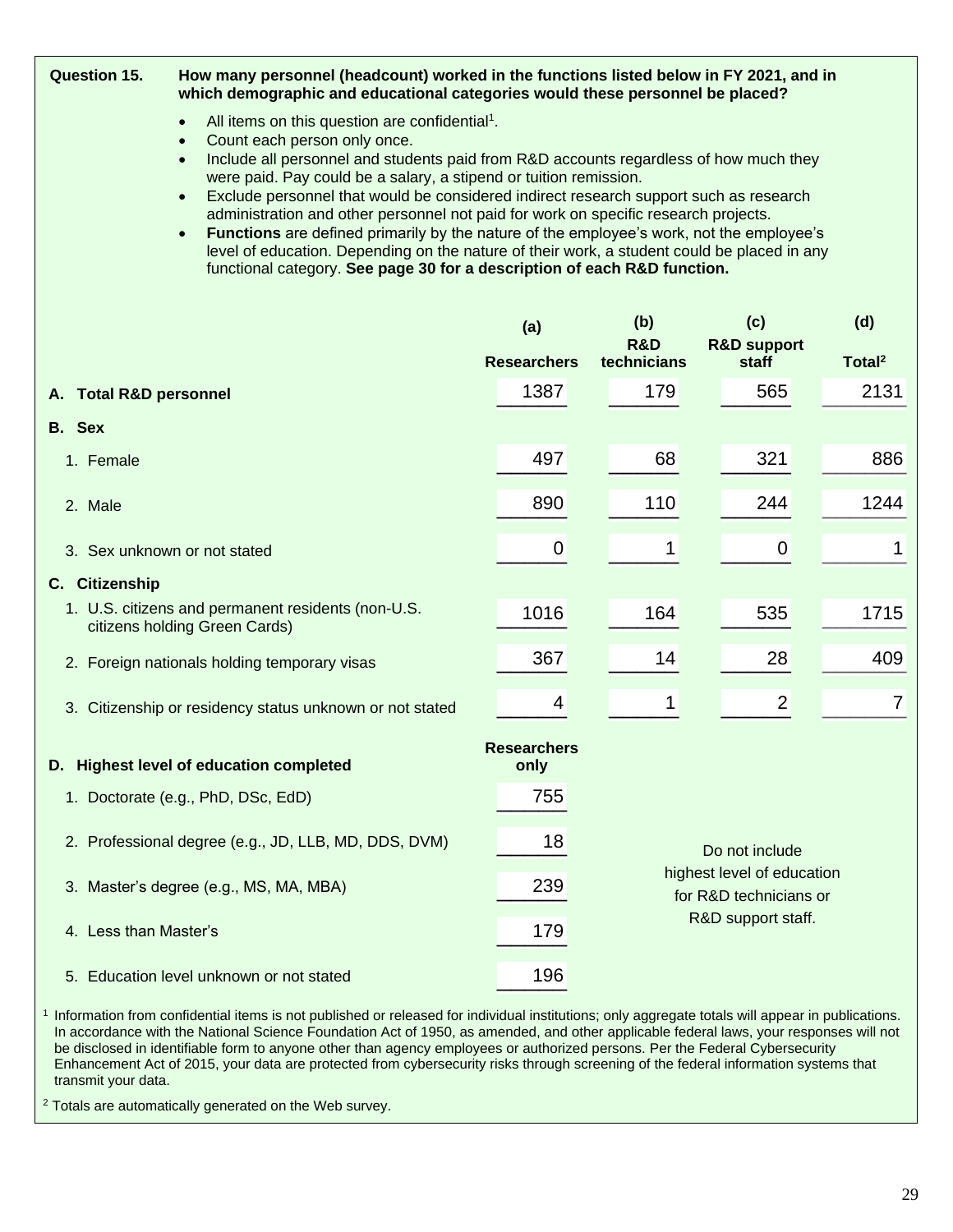**Question 15.** **How many personnel (headcount) worked in the functions listed below in FY 2021, and in which demographic and educational categories would these personnel be placed?**

- All items on this question are confidential[1].
- Count each person only once.
- Include all personnel and students paid from R&D accounts regardless of how much they were paid. Pay could be a salary, a stipend or tuition remission.
- Exclude personnel that would be considered indirect research support such as research administration and other personnel not paid for work on specific research projects.
- **Functions** are defined primarily by the nature of the employee's work, not the employee's level of education. Depending on the nature of their work, a student could be placed in any functional category. **See page 30 for a description of each R&D function.**

| | (a) Researchers | (b) R&D technicians | (c) R&D support staff | (d) Total[2] |
|---|---|---|---|---|
| **A. Total R&D personnel** | 1387 | 179 | 565 | 2131 |
| **B. Sex** | | | | |
| 1. Female | 497 | 68 | 321 | 886 |
| 2. Male | 890 | 110 | 244 | 1244 |
| 3. Sex unknown or not stated | 0 | 1 | 0 | 1 |
| **C. Citizenship** | | | | |
| 1. U.S. citizens and permanent residents (non-U.S. citizens holding Green Cards) | 1016 | 164 | 535 | 1715 |
| 2. Foreign nationals holding temporary visas | 367 | 14 | 28 | 409 |
| 3. Citizenship or residency status unknown or not stated | 4 | 1 | 2 | 7 |

| **D. Highest level of education completed** | **Researchers only** |
|---|---|
| 1. Doctorate (e.g., PhD, DSc, EdD) | 755 |
| 2. Professional degree (e.g., JD, LLB, MD, DDS, DVM) | 18 |
| 3. Master's degree (e.g., MS, MA, MBA) | 239 |
| 4. Less than Master's | 179 |
| 5. Education level unknown or not stated | 196 |

Do not include highest level of education for R&D technicians or R&D support staff.

[1] Information from confidential items is not published or released for individual institutions; only aggregate totals will appear in publications. In accordance with the National Science Foundation Act of 1950, as amended, and other applicable federal laws, your responses will not be disclosed in identifiable form to anyone other than agency employees or authorized persons. Per the Federal Cybersecurity Enhancement Act of 2015, your data are protected from cybersecurity risks through screening of the federal information systems that transmit your data.

[2] Totals are automatically generated on the Web survey.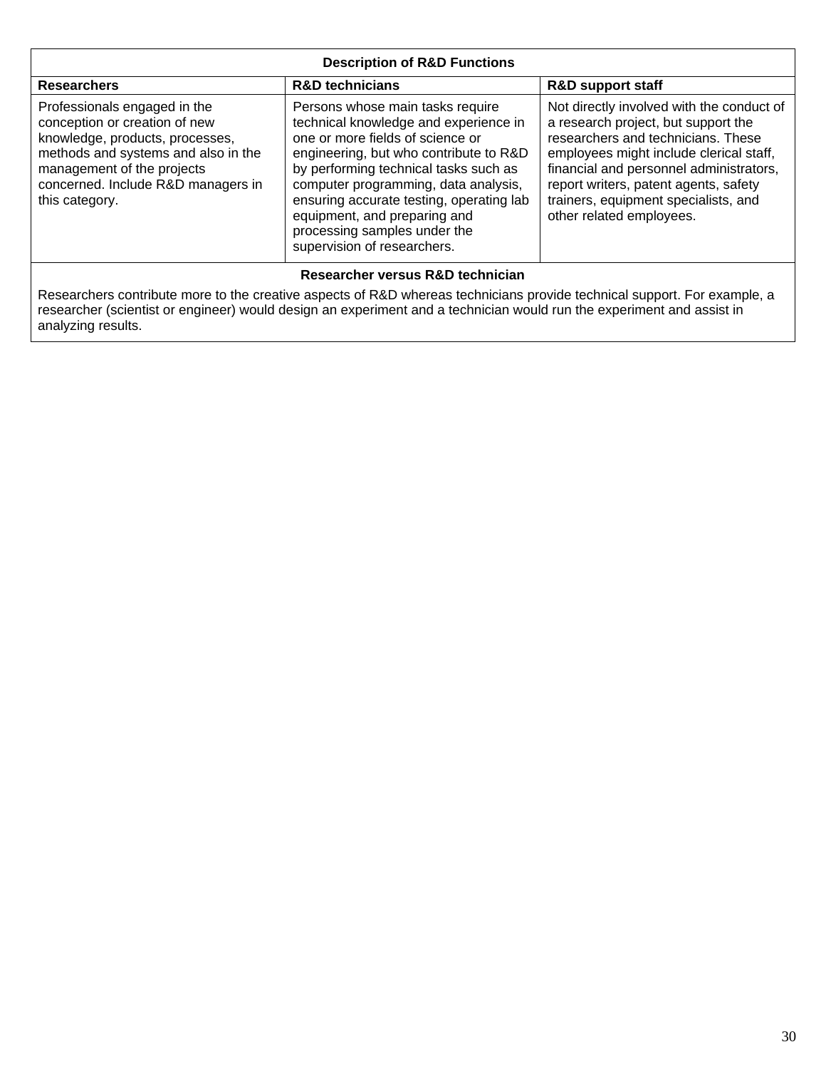| Description of R&D Functions | | |
|---|---|---|
| **Researchers** | **R&D technicians** | **R&D support staff** |
| Professionals engaged in the conception or creation of new knowledge, products, processes, methods and systems and also in the management of the projects concerned. Include R&D managers in this category. | Persons whose main tasks require technical knowledge and experience in one or more fields of science or engineering, but who contribute to R&D by performing technical tasks such as computer programming, data analysis, ensuring accurate testing, operating lab equipment, and preparing and processing samples under the supervision of researchers. | Not directly involved with the conduct of a research project, but support the researchers and technicians. These employees might include clerical staff, financial and personnel administrators, report writers, patent agents, safety trainers, equipment specialists, and other related employees. |
| **Researcher versus R&D technician** | | |
| Researchers contribute more to the creative aspects of R&D whereas technicians provide technical support. For example, a researcher (scientist or engineer) would design an experiment and a technician would run the experiment and assist in analyzing results. | | |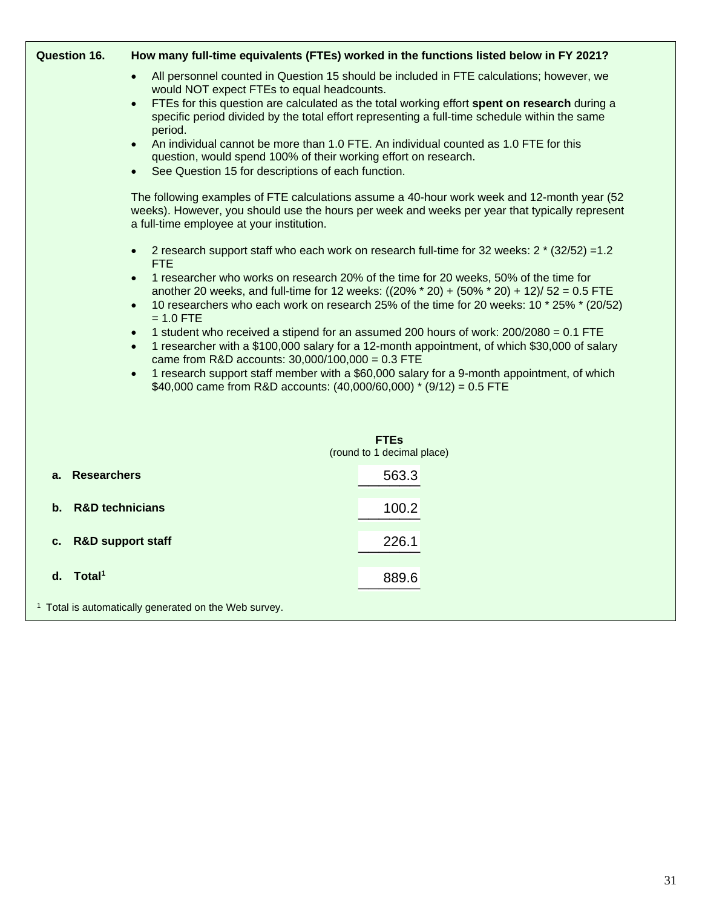**Question 16.** **How many full-time equivalents (FTEs) worked in the functions listed below in FY 2021?**

- All personnel counted in Question 15 should be included in FTE calculations; however, we would NOT expect FTEs to equal headcounts.
- FTEs for this question are calculated as the total working effort **spent on research** during a specific period divided by the total effort representing a full-time schedule within the same period.
- An individual cannot be more than 1.0 FTE. An individual counted as 1.0 FTE for this question, would spend 100% of their working effort on research.
- See Question 15 for descriptions of each function.

The following examples of FTE calculations assume a 40-hour work week and 12-month year (52 weeks). However, you should use the hours per week and weeks per year that typically represent a full-time employee at your institution.

- 2 research support staff who each work on research full-time for 32 weeks: 2 * (32/52) =1.2 FTE
- 1 researcher who works on research 20% of the time for 20 weeks, 50% of the time for another 20 weeks, and full-time for 12 weeks: ((20% * 20) + (50% * 20) + 12)/ 52 = 0.5 FTE
- 10 researchers who each work on research 25% of the time for 20 weeks: 10 * 25% * (20/52) = 1.0 FTE
- 1 student who received a stipend for an assumed 200 hours of work: 200/2080 = 0.1 FTE
- 1 researcher with a $100,000 salary for a 12-month appointment, of which $30,000 of salary came from R&D accounts: 30,000/100,000 = 0.3 FTE
- 1 research support staff member with a $60,000 salary for a 9-month appointment, of which $40,000 came from R&D accounts: (40,000/60,000) * (9/12) = 0.5 FTE

| | FTEs (round to 1 decimal place) |
|---|---|
| **a. Researchers** | 563.3 |
| **b. R&D technicians** | 100.2 |
| **c. R&D support staff** | 226.1 |
| **d. Total**[1] | 889.6 |

[1] Total is automatically generated on the Web survey.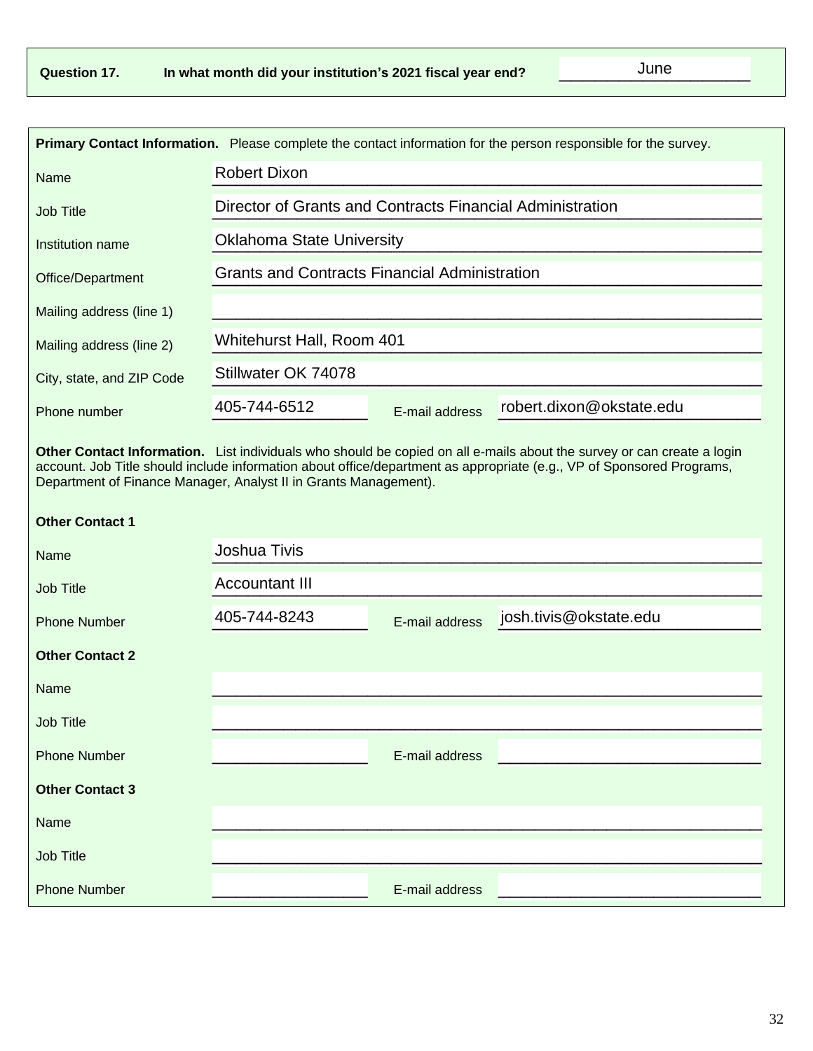**Question 17.** **In what month did your institution's 2021 fiscal year end?** June

**Primary Contact Information.** Please complete the contact information for the person responsible for the survey.

| | | | |
|---|---|---|---|
| Name | Robert Dixon | | |
| Job Title | Director of Grants and Contracts Financial Administration | | |
| Institution name | Oklahoma State University | | |
| Office/Department | Grants and Contracts Financial Administration | | |
| Mailing address (line 1) | | | |
| Mailing address (line 2) | Whitehurst Hall, Room 401 | | |
| City, state, and ZIP Code | Stillwater OK 74078 | | |
| Phone number | 405-744-6512 | E-mail address | robert.dixon@okstate.edu |

**Other Contact Information.** List individuals who should be copied on all e-mails about the survey or can create a login account. Job Title should include information about office/department as appropriate (e.g., VP of Sponsored Programs, Department of Finance Manager, Analyst II in Grants Management).

**Other Contact 1**

| | | | |
|---|---|---|---|
| Name | Joshua Tivis | | |
| Job Title | Accountant III | | |
| Phone Number | 405-744-8243 | E-mail address | josh.tivis@okstate.edu |

**Other Contact 2**

| | | | |
|---|---|---|---|
| Name | | | |
| Job Title | | | |
| Phone Number | | E-mail address | |

**Other Contact 3**

| | | | |
|---|---|---|---|
| Name | | | |
| Job Title | | | |
| Phone Number | | E-mail address | |